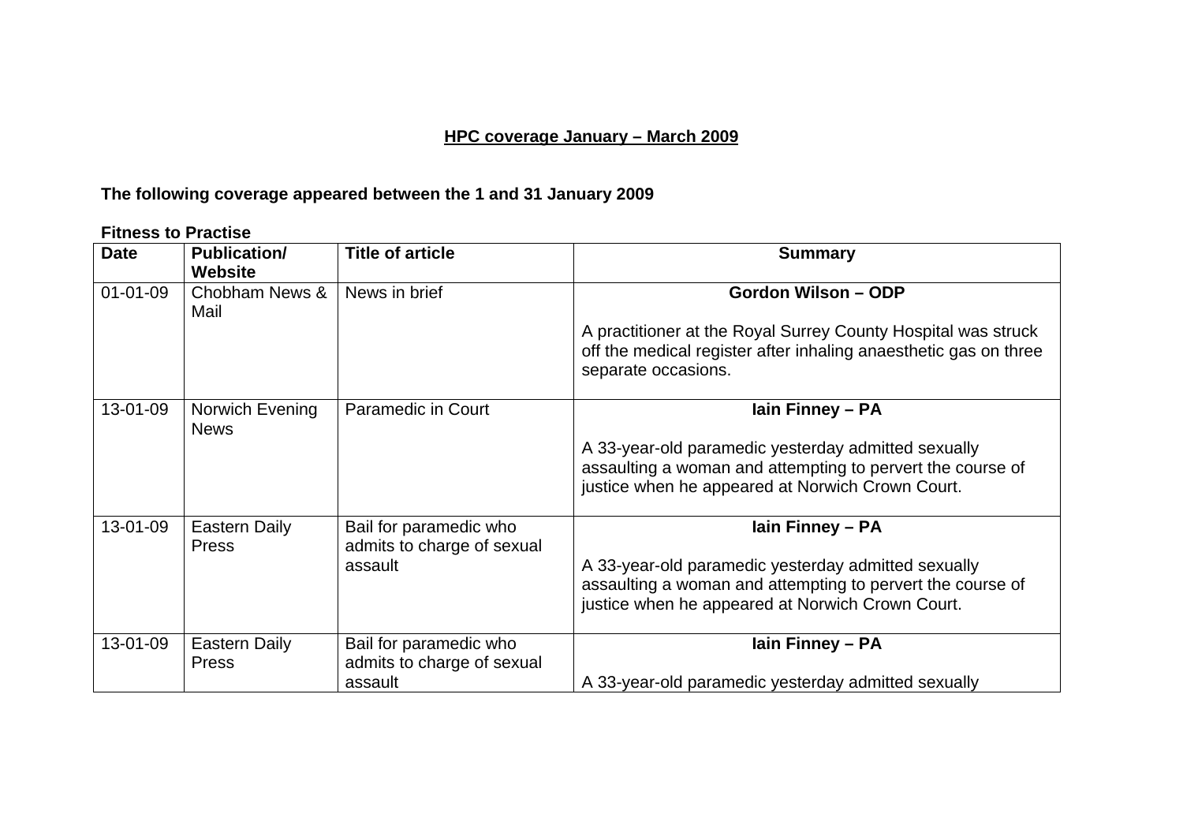# HPC coverage January – March 2009

**The following coverage appeared between the 1 and 31 January 2009**

**Fitness to Practise**

| Date | Publication/ Website | Title of article | Summary |
|---|---|---|---|
| 01-01-09 | Chobham News & Mail | News in brief | **Gordon Wilson – ODP**<br><br>A practitioner at the Royal Surrey County Hospital was struck off the medical register after inhaling anaesthetic gas on three separate occasions. |
| 13-01-09 | Norwich Evening News | Paramedic in Court | **Iain Finney – PA**<br><br>A 33-year-old paramedic yesterday admitted sexually assaulting a woman and attempting to pervert the course of justice when he appeared at Norwich Crown Court. |
| 13-01-09 | Eastern Daily Press | Bail for paramedic who admits to charge of sexual assault | **Iain Finney – PA**<br><br>A 33-year-old paramedic yesterday admitted sexually assaulting a woman and attempting to pervert the course of justice when he appeared at Norwich Crown Court. |
| 13-01-09 | Eastern Daily Press | Bail for paramedic who admits to charge of sexual assault | **Iain Finney – PA**<br><br>A 33-year-old paramedic yesterday admitted sexually |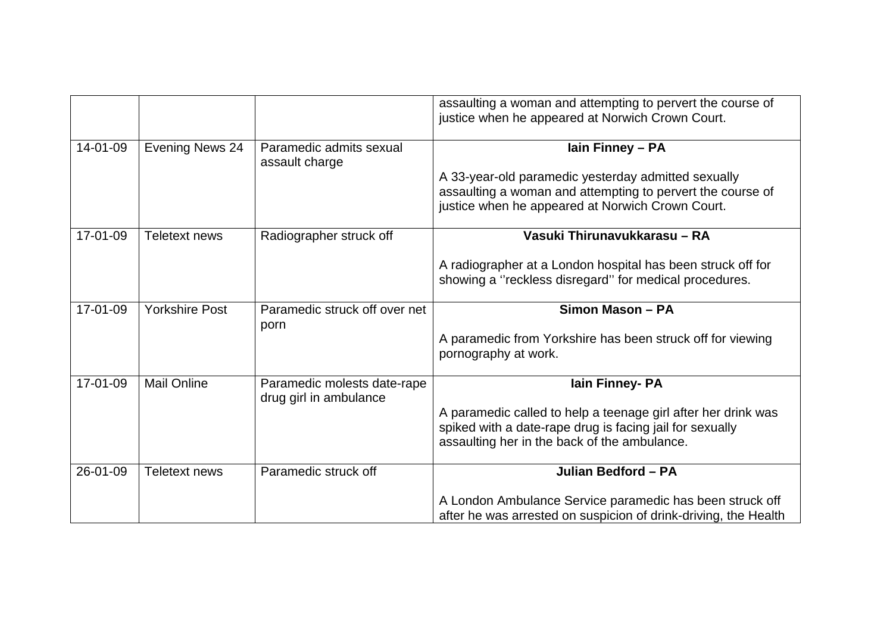| | | | |
|---|---|---|---|
| | | | assaulting a woman and attempting to pervert the course of justice when he appeared at Norwich Crown Court. |
| 14-01-09 | Evening News 24 | Paramedic admits sexual assault charge | **Iain Finney – PA**<br><br>A 33-year-old paramedic yesterday admitted sexually assaulting a woman and attempting to pervert the course of justice when he appeared at Norwich Crown Court. |
| 17-01-09 | Teletext news | Radiographer struck off | **Vasuki Thirunavukkarasu – RA**<br><br>A radiographer at a London hospital has been struck off for showing a ''reckless disregard'' for medical procedures. |
| 17-01-09 | Yorkshire Post | Paramedic struck off over net porn | **Simon Mason – PA**<br><br>A paramedic from Yorkshire has been struck off for viewing pornography at work. |
| 17-01-09 | Mail Online | Paramedic molests date-rape drug girl in ambulance | **Iain Finney- PA**<br><br>A paramedic called to help a teenage girl after her drink was spiked with a date-rape drug is facing jail for sexually assaulting her in the back of the ambulance. |
| 26-01-09 | Teletext news | Paramedic struck off | **Julian Bedford – PA**<br><br>A London Ambulance Service paramedic has been struck off after he was arrested on suspicion of drink-driving, the Health |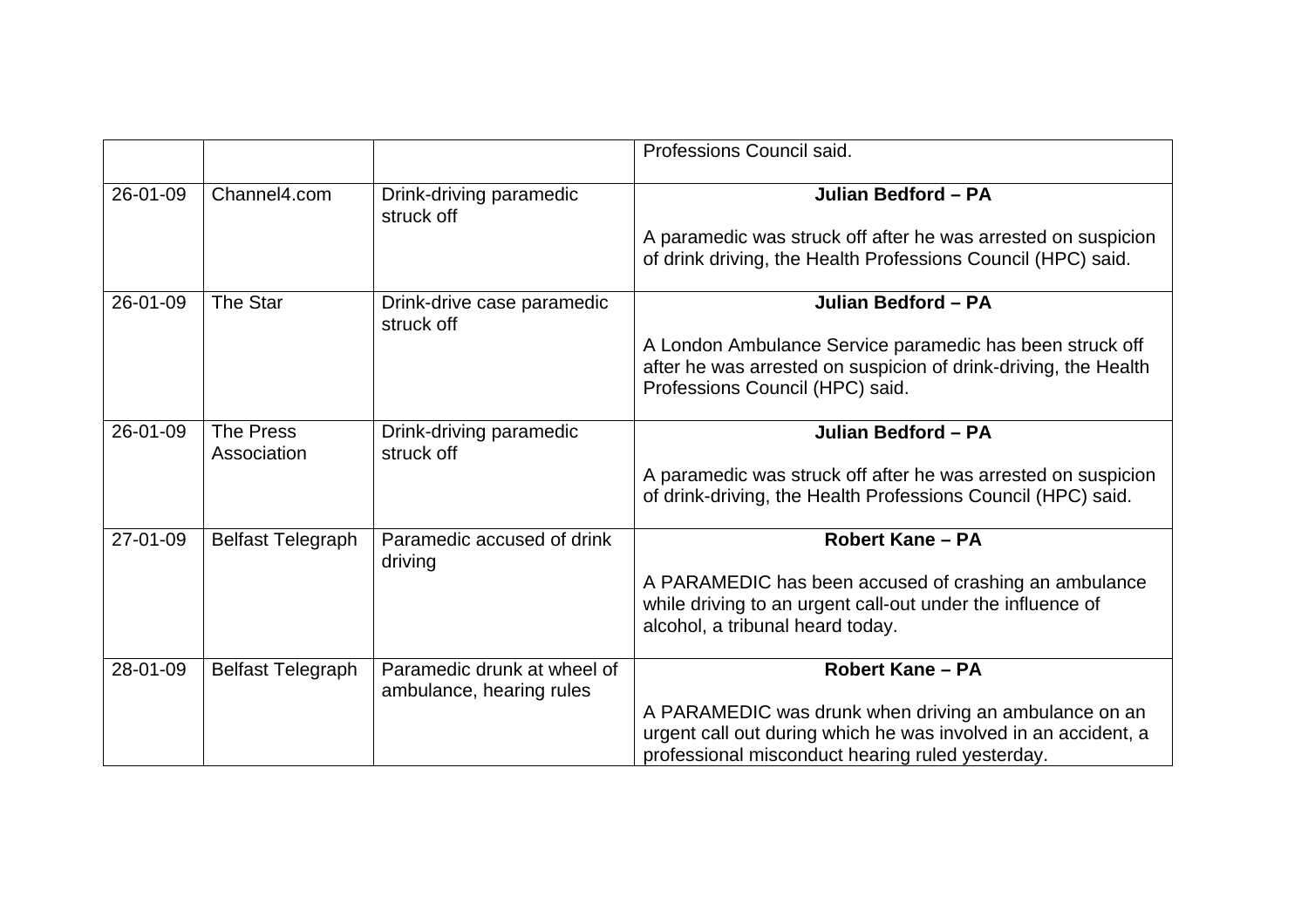| | | | Professions Council said. |
|---|---|---|---|
| 26-01-09 | Channel4.com | Drink-driving paramedic struck off | **Julian Bedford – PA**<br><br>A paramedic was struck off after he was arrested on suspicion of drink driving, the Health Professions Council (HPC) said. |
| 26-01-09 | The Star | Drink-drive case paramedic struck off | **Julian Bedford – PA**<br><br>A London Ambulance Service paramedic has been struck off after he was arrested on suspicion of drink-driving, the Health Professions Council (HPC) said. |
| 26-01-09 | The Press Association | Drink-driving paramedic struck off | **Julian Bedford – PA**<br><br>A paramedic was struck off after he was arrested on suspicion of drink-driving, the Health Professions Council (HPC) said. |
| 27-01-09 | Belfast Telegraph | Paramedic accused of drink driving | **Robert Kane – PA**<br><br>A PARAMEDIC has been accused of crashing an ambulance while driving to an urgent call-out under the influence of alcohol, a tribunal heard today. |
| 28-01-09 | Belfast Telegraph | Paramedic drunk at wheel of ambulance, hearing rules | **Robert Kane – PA**<br><br>A PARAMEDIC was drunk when driving an ambulance on an urgent call out during which he was involved in an accident, a professional misconduct hearing ruled yesterday. |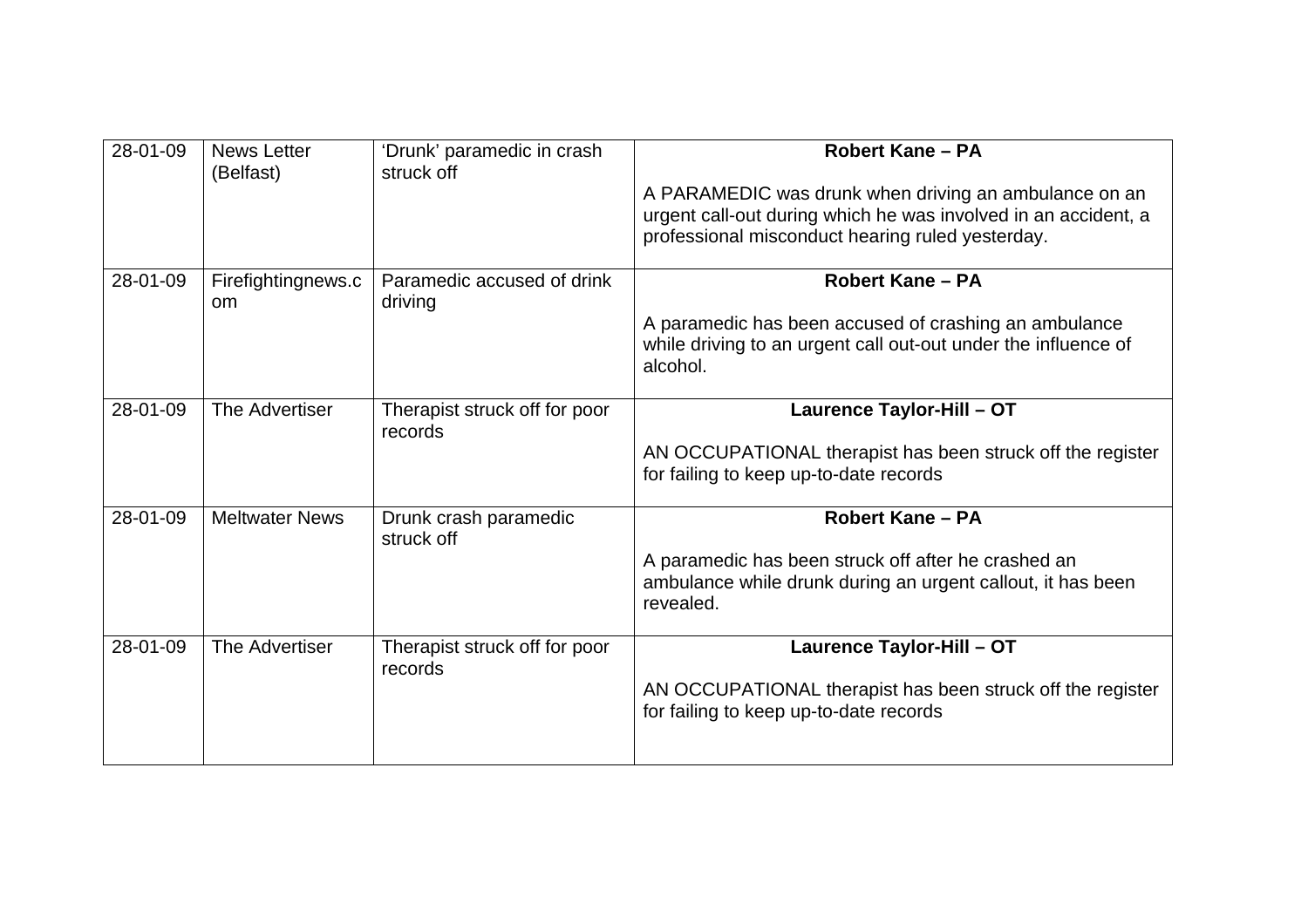| 28-01-09 | News Letter (Belfast) | 'Drunk' paramedic in crash struck off | **Robert Kane – PA**<br><br>A PARAMEDIC was drunk when driving an ambulance on an urgent call-out during which he was involved in an accident, a professional misconduct hearing ruled yesterday. |
|---|---|---|---|
| 28-01-09 | Firefightingnews.com | Paramedic accused of drink driving | **Robert Kane – PA**<br><br>A paramedic has been accused of crashing an ambulance while driving to an urgent call out-out under the influence of alcohol. |
| 28-01-09 | The Advertiser | Therapist struck off for poor records | **Laurence Taylor-Hill – OT**<br><br>AN OCCUPATIONAL therapist has been struck off the register for failing to keep up-to-date records |
| 28-01-09 | Meltwater News | Drunk crash paramedic struck off | **Robert Kane – PA**<br><br>A paramedic has been struck off after he crashed an ambulance while drunk during an urgent callout, it has been revealed. |
| 28-01-09 | The Advertiser | Therapist struck off for poor records | **Laurence Taylor-Hill – OT**<br><br>AN OCCUPATIONAL therapist has been struck off the register for failing to keep up-to-date records |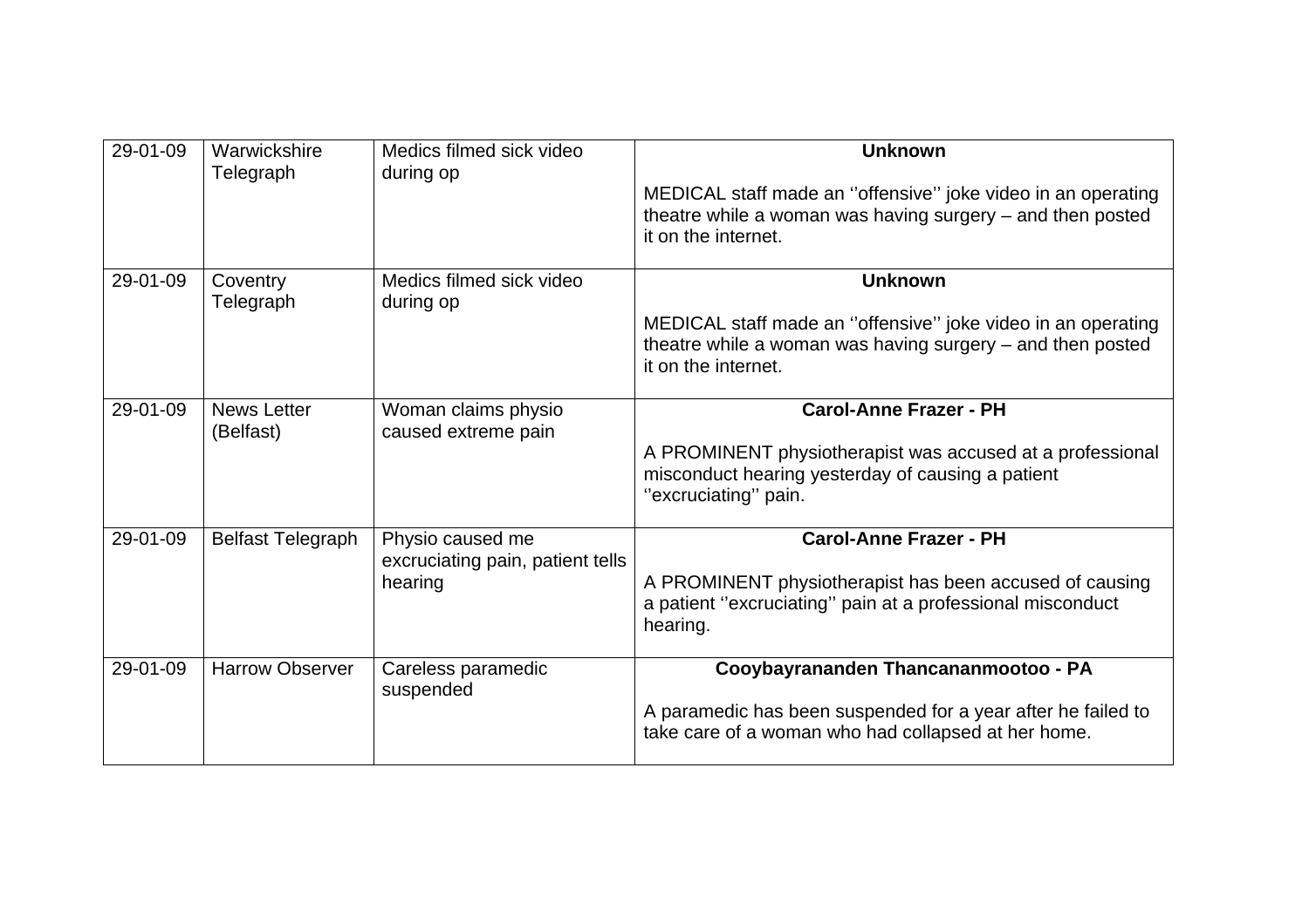| 29-01-09 | Warwickshire Telegraph | Medics filmed sick video during op | **Unknown**<br><br>MEDICAL staff made an ''offensive'' joke video in an operating theatre while a woman was having surgery – and then posted it on the internet. |
|---|---|---|---|
| 29-01-09 | Coventry Telegraph | Medics filmed sick video during op | **Unknown**<br><br>MEDICAL staff made an ''offensive'' joke video in an operating theatre while a woman was having surgery – and then posted it on the internet. |
| 29-01-09 | News Letter (Belfast) | Woman claims physio caused extreme pain | **Carol-Anne Frazer - PH**<br><br>A PROMINENT physiotherapist was accused at a professional misconduct hearing yesterday of causing a patient ''excruciating'' pain. |
| 29-01-09 | Belfast Telegraph | Physio caused me excruciating pain, patient tells hearing | **Carol-Anne Frazer - PH**<br><br>A PROMINENT physiotherapist has been accused of causing a patient ''excruciating'' pain at a professional misconduct hearing. |
| 29-01-09 | Harrow Observer | Careless paramedic suspended | **Cooybayrananden Thancananmootoo - PA**<br><br>A paramedic has been suspended for a year after he failed to take care of a woman who had collapsed at her home. |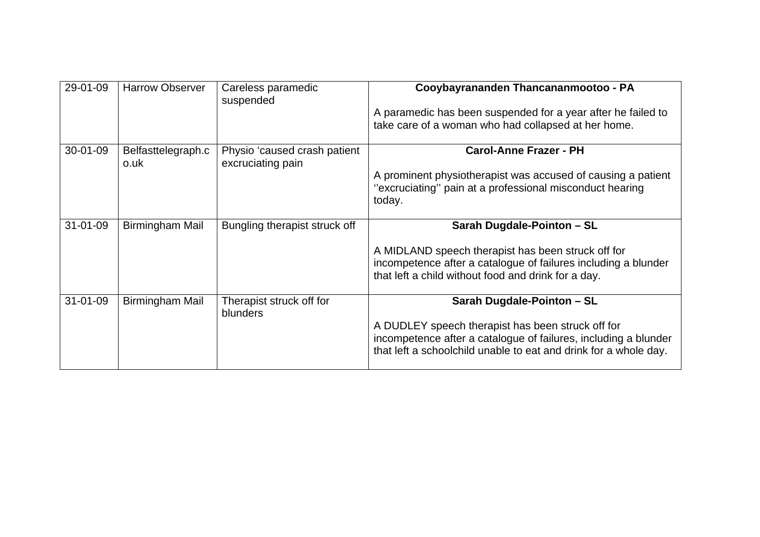| 29-01-09 | Harrow Observer | Careless paramedic suspended | **Cooybayrananden Thancananmootoo - PA**<br><br>A paramedic has been suspended for a year after he failed to take care of a woman who had collapsed at her home. |
|---|---|---|---|
| 30-01-09 | Belfasttelegraph.co.uk | Physio ‘caused crash patient excruciating pain | **Carol-Anne Frazer - PH**<br><br>A prominent physiotherapist was accused of causing a patient ‘’excruciating’’ pain at a professional misconduct hearing today. |
| 31-01-09 | Birmingham Mail | Bungling therapist struck off | **Sarah Dugdale-Pointon – SL**<br><br>A MIDLAND speech therapist has been struck off for incompetence after a catalogue of failures including a blunder that left a child without food and drink for a day. |
| 31-01-09 | Birmingham Mail | Therapist struck off for blunders | **Sarah Dugdale-Pointon – SL**<br><br>A DUDLEY speech therapist has been struck off for incompetence after a catalogue of failures, including a blunder that left a schoolchild unable to eat and drink for a whole day. |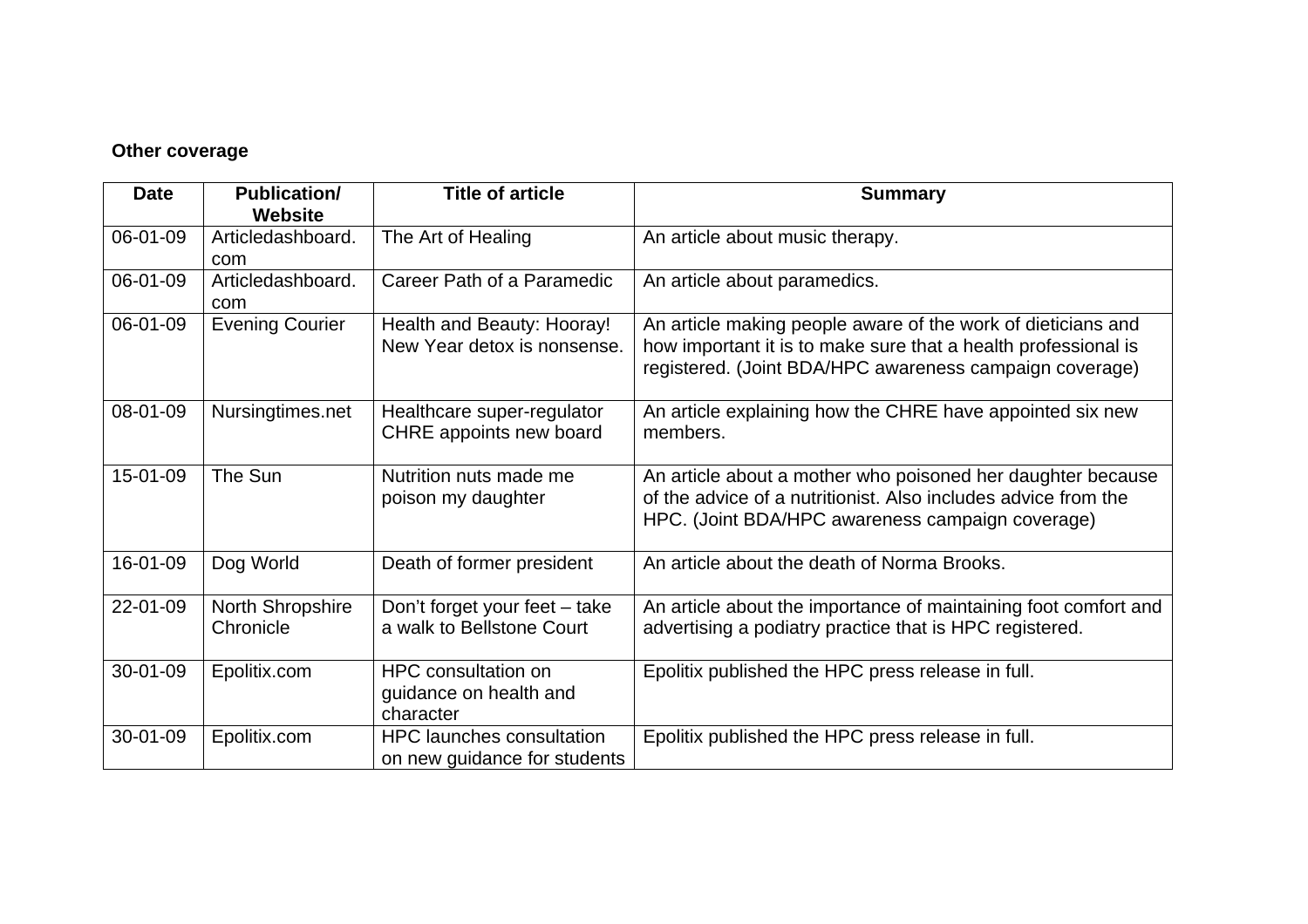**Other coverage**

| Date | Publication/ Website | Title of article | Summary |
|---|---|---|---|
| 06-01-09 | Articledashboard.com | The Art of Healing | An article about music therapy. |
| 06-01-09 | Articledashboard.com | Career Path of a Paramedic | An article about paramedics. |
| 06-01-09 | Evening Courier | Health and Beauty: Hooray! New Year detox is nonsense. | An article making people aware of the work of dieticians and how important it is to make sure that a health professional is registered. (Joint BDA/HPC awareness campaign coverage) |
| 08-01-09 | Nursingtimes.net | Healthcare super-regulator CHRE appoints new board | An article explaining how the CHRE have appointed six new members. |
| 15-01-09 | The Sun | Nutrition nuts made me poison my daughter | An article about a mother who poisoned her daughter because of the advice of a nutritionist. Also includes advice from the HPC. (Joint BDA/HPC awareness campaign coverage) |
| 16-01-09 | Dog World | Death of former president | An article about the death of Norma Brooks. |
| 22-01-09 | North Shropshire Chronicle | Don't forget your feet – take a walk to Bellstone Court | An article about the importance of maintaining foot comfort and advertising a podiatry practice that is HPC registered. |
| 30-01-09 | Epolitix.com | HPC consultation on guidance on health and character | Epolitix published the HPC press release in full. |
| 30-01-09 | Epolitix.com | HPC launches consultation on new guidance for students | Epolitix published the HPC press release in full. |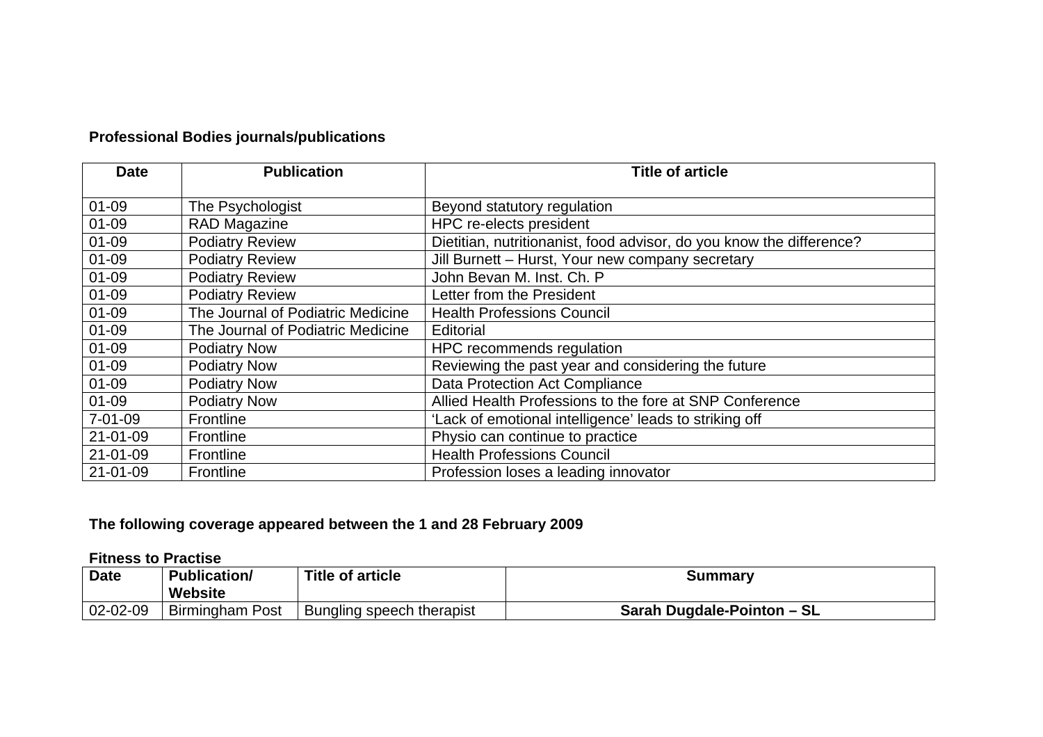**Professional Bodies journals/publications**

| Date | Publication | Title of article |
|---|---|---|
| 01-09 | The Psychologist | Beyond statutory regulation |
| 01-09 | RAD Magazine | HPC re-elects president |
| 01-09 | Podiatry Review | Dietitian, nutritionanist, food advisor, do you know the difference? |
| 01-09 | Podiatry Review | Jill Burnett – Hurst, Your new company secretary |
| 01-09 | Podiatry Review | John Bevan M. Inst. Ch. P |
| 01-09 | Podiatry Review | Letter from the President |
| 01-09 | The Journal of Podiatric Medicine | Health Professions Council |
| 01-09 | The Journal of Podiatric Medicine | Editorial |
| 01-09 | Podiatry Now | HPC recommends regulation |
| 01-09 | Podiatry Now | Reviewing the past year and considering the future |
| 01-09 | Podiatry Now | Data Protection Act Compliance |
| 01-09 | Podiatry Now | Allied Health Professions to the fore at SNP Conference |
| 7-01-09 | Frontline | 'Lack of emotional intelligence' leads to striking off |
| 21-01-09 | Frontline | Physio can continue to practice |
| 21-01-09 | Frontline | Health Professions Council |
| 21-01-09 | Frontline | Profession loses a leading innovator |

**The following coverage appeared between the 1 and 28 February 2009**

**Fitness to Practise**

| Date | Publication/ Website | Title of article | Summary |
|---|---|---|---|
| 02-02-09 | Birmingham Post | Bungling speech therapist | **Sarah Dugdale-Pointon – SL** |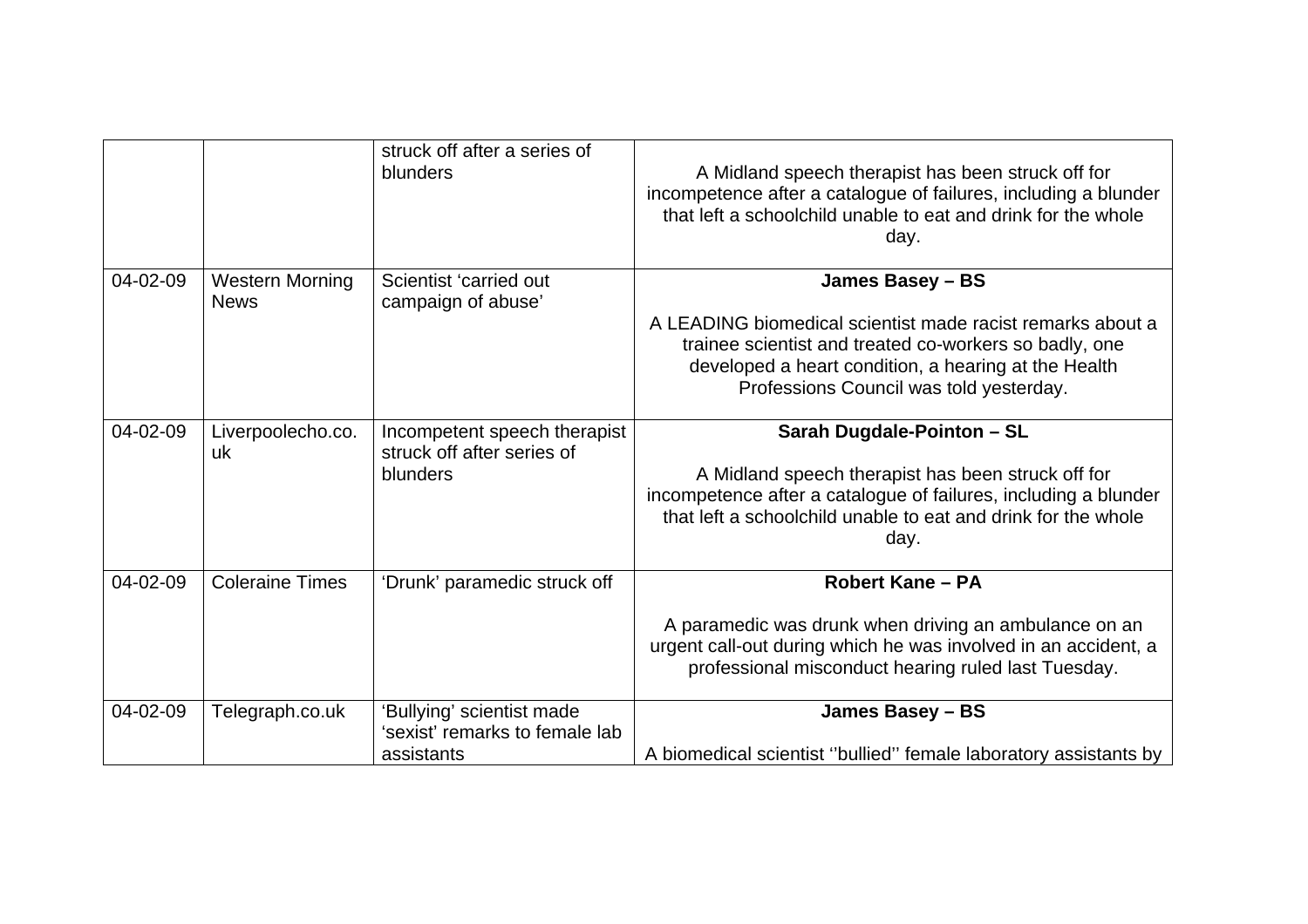| | | struck off after a series of blunders | A Midland speech therapist has been struck off for incompetence after a catalogue of failures, including a blunder that left a schoolchild unable to eat and drink for the whole day. |
|---|---|---|---|
| 04-02-09 | Western Morning News | Scientist 'carried out campaign of abuse' | **James Basey – BS**<br><br>A LEADING biomedical scientist made racist remarks about a trainee scientist and treated co-workers so badly, one developed a heart condition, a hearing at the Health Professions Council was told yesterday. |
| 04-02-09 | Liverpoolecho.co.uk | Incompetent speech therapist struck off after series of blunders | **Sarah Dugdale-Pointon – SL**<br><br>A Midland speech therapist has been struck off for incompetence after a catalogue of failures, including a blunder that left a schoolchild unable to eat and drink for the whole day. |
| 04-02-09 | Coleraine Times | 'Drunk' paramedic struck off | **Robert Kane – PA**<br><br>A paramedic was drunk when driving an ambulance on an urgent call-out during which he was involved in an accident, a professional misconduct hearing ruled last Tuesday. |
| 04-02-09 | Telegraph.co.uk | 'Bullying' scientist made 'sexist' remarks to female lab assistants | **James Basey – BS**<br><br>A biomedical scientist ''bullied'' female laboratory assistants by |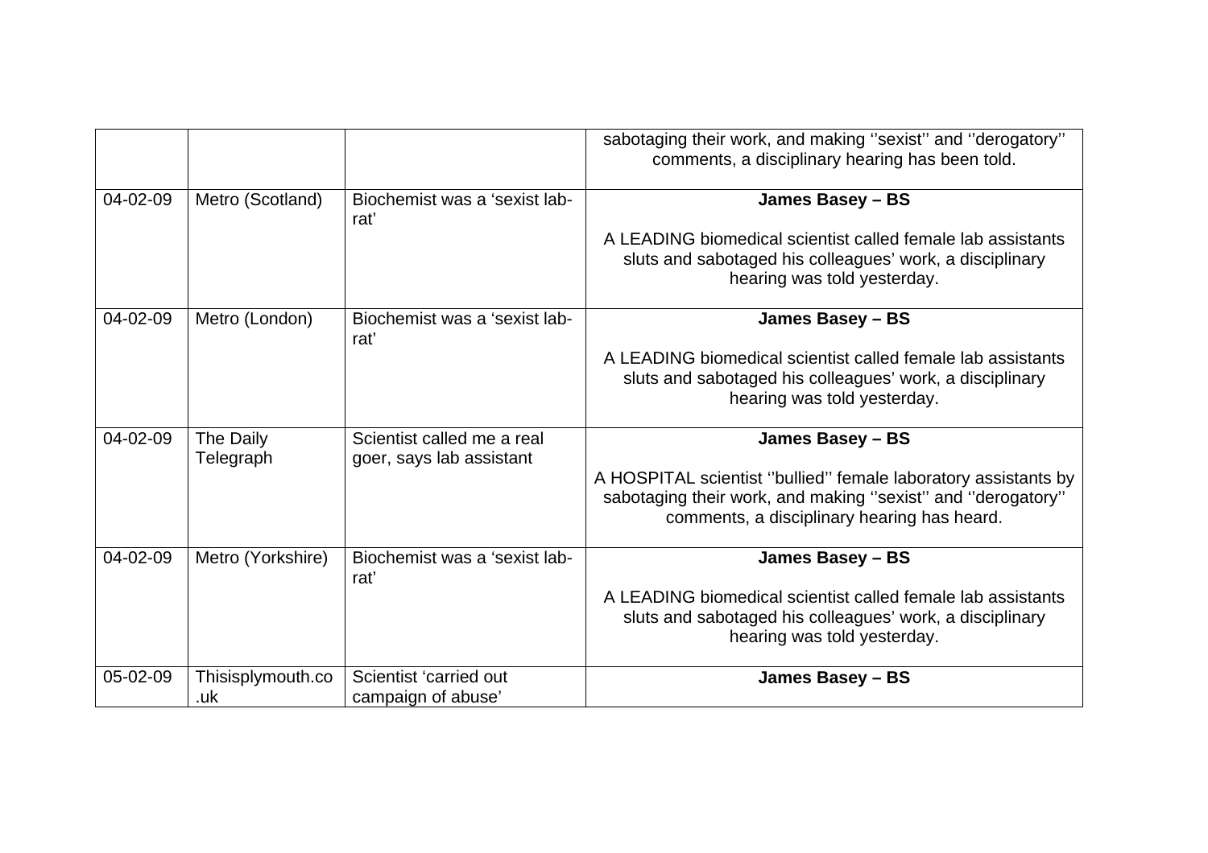| | | | |
|---|---|---|---|
| | | | sabotaging their work, and making ''sexist'' and ''derogatory'' comments, a disciplinary hearing has been told. |
| 04-02-09 | Metro (Scotland) | Biochemist was a 'sexist lab-rat' | **James Basey – BS**<br><br>A LEADING biomedical scientist called female lab assistants sluts and sabotaged his colleagues' work, a disciplinary hearing was told yesterday. |
| 04-02-09 | Metro (London) | Biochemist was a 'sexist lab-rat' | **James Basey – BS**<br><br>A LEADING biomedical scientist called female lab assistants sluts and sabotaged his colleagues' work, a disciplinary hearing was told yesterday. |
| 04-02-09 | The Daily Telegraph | Scientist called me a real goer, says lab assistant | **James Basey – BS**<br><br>A HOSPITAL scientist ''bullied'' female laboratory assistants by sabotaging their work, and making ''sexist'' and ''derogatory'' comments, a disciplinary hearing has heard. |
| 04-02-09 | Metro (Yorkshire) | Biochemist was a 'sexist lab-rat' | **James Basey – BS**<br><br>A LEADING biomedical scientist called female lab assistants sluts and sabotaged his colleagues' work, a disciplinary hearing was told yesterday. |
| 05-02-09 | Thisisplymouth.co.uk | Scientist 'carried out campaign of abuse' | **James Basey – BS** |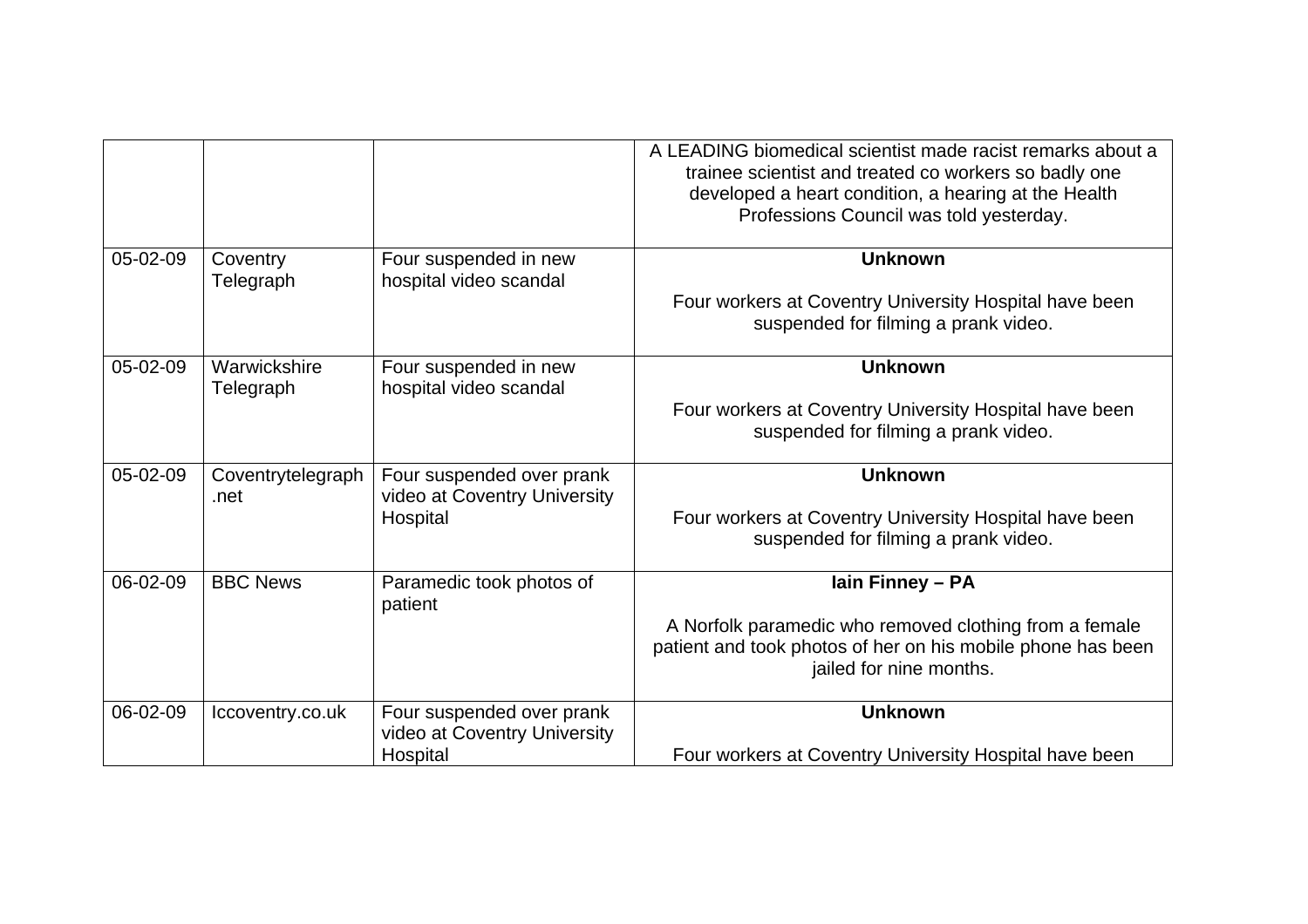| | | | |
|---|---|---|---|
| | | | A LEADING biomedical scientist made racist remarks about a trainee scientist and treated co workers so badly one developed a heart condition, a hearing at the Health Professions Council was told yesterday. |
| 05-02-09 | Coventry Telegraph | Four suspended in new hospital video scandal | **Unknown**<br><br>Four workers at Coventry University Hospital have been suspended for filming a prank video. |
| 05-02-09 | Warwickshire Telegraph | Four suspended in new hospital video scandal | **Unknown**<br><br>Four workers at Coventry University Hospital have been suspended for filming a prank video. |
| 05-02-09 | Coventrytelegraph .net | Four suspended over prank video at Coventry University Hospital | **Unknown**<br><br>Four workers at Coventry University Hospital have been suspended for filming a prank video. |
| 06-02-09 | BBC News | Paramedic took photos of patient | **Iain Finney – PA**<br><br>A Norfolk paramedic who removed clothing from a female patient and took photos of her on his mobile phone has been jailed for nine months. |
| 06-02-09 | Iccoventry.co.uk | Four suspended over prank video at Coventry University Hospital | **Unknown**<br><br>Four workers at Coventry University Hospital have been |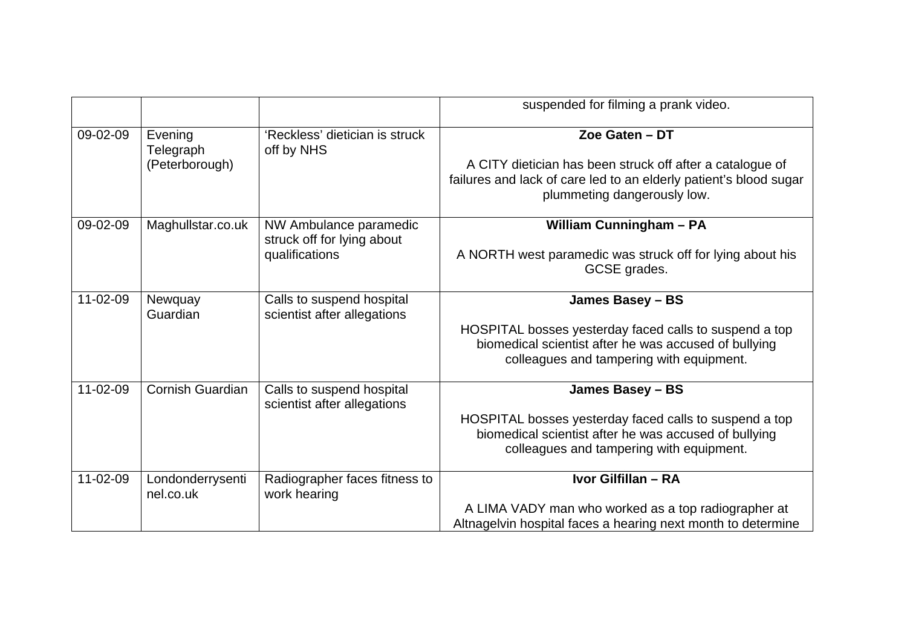| | | | suspended for filming a prank video. |
|---|---|---|---|
| 09-02-09 | Evening Telegraph (Peterborough) | 'Reckless' dietician is struck off by NHS | **Zoe Gaten – DT**<br><br>A CITY dietician has been struck off after a catalogue of failures and lack of care led to an elderly patient's blood sugar plummeting dangerously low. |
| 09-02-09 | Maghullstar.co.uk | NW Ambulance paramedic struck off for lying about qualifications | **William Cunningham – PA**<br><br>A NORTH west paramedic was struck off for lying about his GCSE grades. |
| 11-02-09 | Newquay Guardian | Calls to suspend hospital scientist after allegations | **James Basey – BS**<br><br>HOSPITAL bosses yesterday faced calls to suspend a top biomedical scientist after he was accused of bullying colleagues and tampering with equipment. |
| 11-02-09 | Cornish Guardian | Calls to suspend hospital scientist after allegations | **James Basey – BS**<br><br>HOSPITAL bosses yesterday faced calls to suspend a top biomedical scientist after he was accused of bullying colleagues and tampering with equipment. |
| 11-02-09 | Londonderrysentinel.co.uk | Radiographer faces fitness to work hearing | **Ivor Gilfillan – RA**<br><br>A LIMA VADY man who worked as a top radiographer at Altnagelvin hospital faces a hearing next month to determine |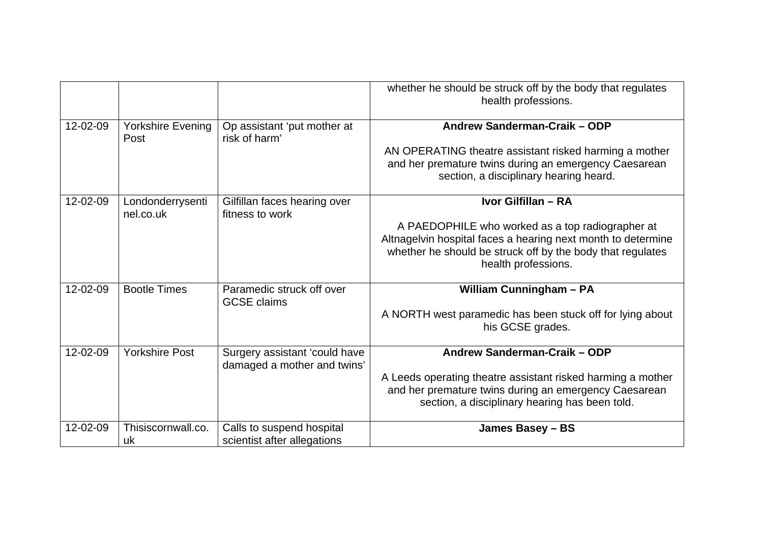| | | | |
|---|---|---|---|
| | | | whether he should be struck off by the body that regulates health professions. |
| 12-02-09 | Yorkshire Evening Post | Op assistant 'put mother at risk of harm' | **Andrew Sanderman-Craik – ODP**<br><br>AN OPERATING theatre assistant risked harming a mother and her premature twins during an emergency Caesarean section, a disciplinary hearing heard. |
| 12-02-09 | Londonderrysentinel.co.uk | Gilfillan faces hearing over fitness to work | **Ivor Gilfillan – RA**<br><br>A PAEDOPHILE who worked as a top radiographer at Altnagelvin hospital faces a hearing next month to determine whether he should be struck off by the body that regulates health professions. |
| 12-02-09 | Bootle Times | Paramedic struck off over GCSE claims | **William Cunningham – PA**<br><br>A NORTH west paramedic has been stuck off for lying about his GCSE grades. |
| 12-02-09 | Yorkshire Post | Surgery assistant 'could have damaged a mother and twins' | **Andrew Sanderman-Craik – ODP**<br><br>A Leeds operating theatre assistant risked harming a mother and her premature twins during an emergency Caesarean section, a disciplinary hearing has been told. |
| 12-02-09 | Thisiscornwall.co.uk | Calls to suspend hospital scientist after allegations | **James Basey – BS** |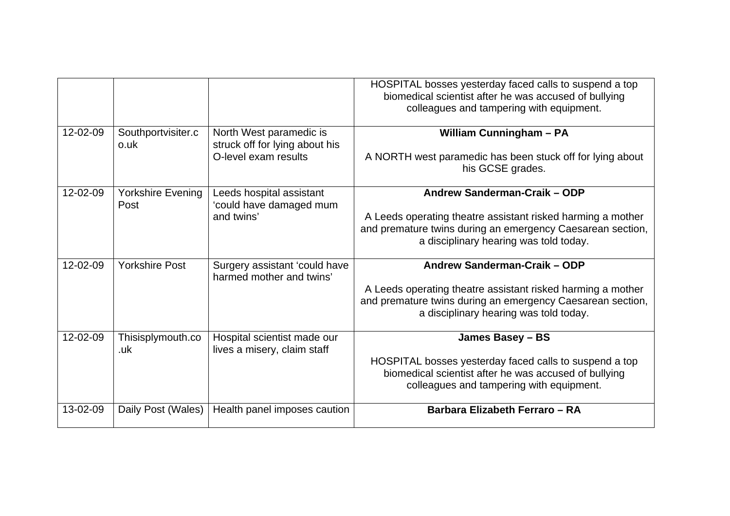| | | | |
|---|---|---|---|
| | | | HOSPITAL bosses yesterday faced calls to suspend a top biomedical scientist after he was accused of bullying colleagues and tampering with equipment. |
| 12-02-09 | Southportvisiter.co.uk | North West paramedic is struck off for lying about his O-level exam results | **William Cunningham – PA**<br><br>A NORTH west paramedic has been stuck off for lying about his GCSE grades. |
| 12-02-09 | Yorkshire Evening Post | Leeds hospital assistant 'could have damaged mum and twins' | **Andrew Sanderman-Craik – ODP**<br><br>A Leeds operating theatre assistant risked harming a mother and premature twins during an emergency Caesarean section, a disciplinary hearing was told today. |
| 12-02-09 | Yorkshire Post | Surgery assistant 'could have harmed mother and twins' | **Andrew Sanderman-Craik – ODP**<br><br>A Leeds operating theatre assistant risked harming a mother and premature twins during an emergency Caesarean section, a disciplinary hearing was told today. |
| 12-02-09 | Thisisplymouth.co.uk | Hospital scientist made our lives a misery, claim staff | **James Basey – BS**<br><br>HOSPITAL bosses yesterday faced calls to suspend a top biomedical scientist after he was accused of bullying colleagues and tampering with equipment. |
| 13-02-09 | Daily Post (Wales) | Health panel imposes caution | **Barbara Elizabeth Ferraro – RA** |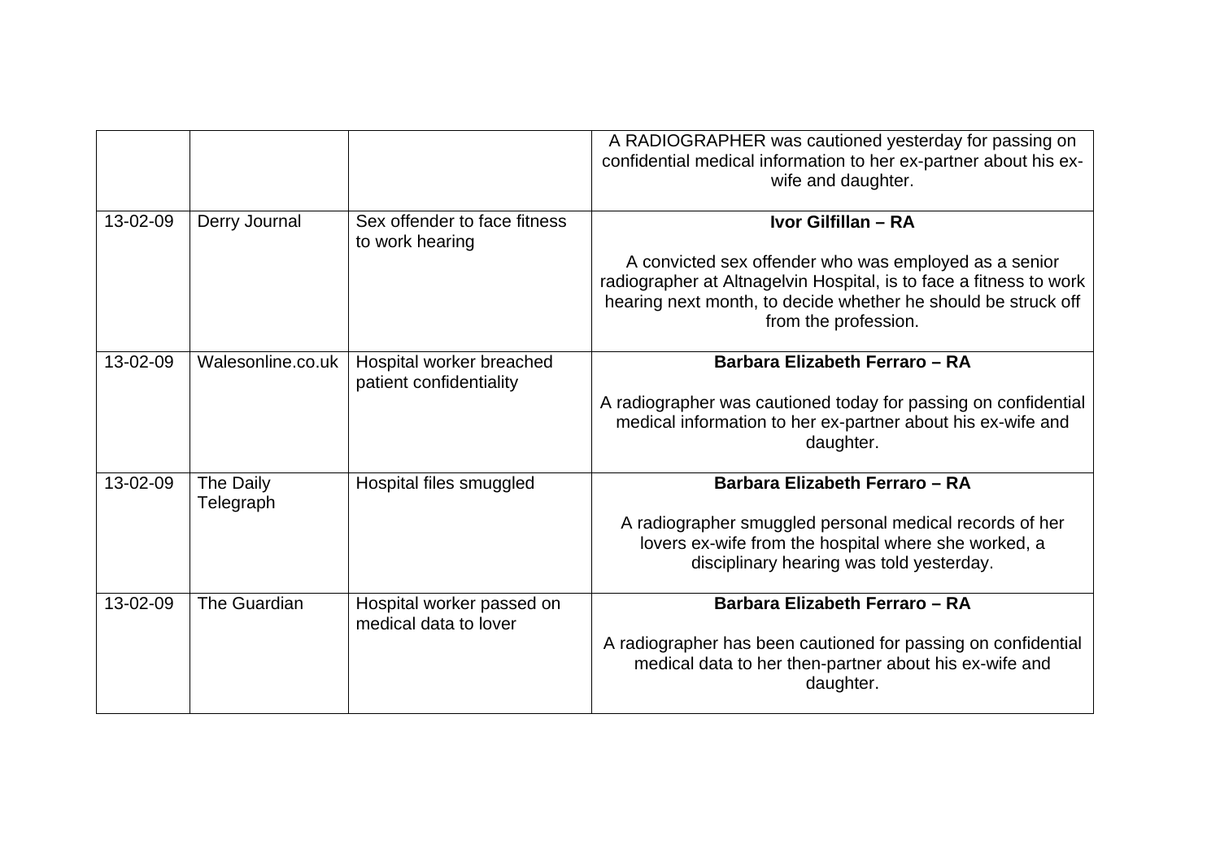|  |  |  | A RADIOGRAPHER was cautioned yesterday for passing on confidential medical information to her ex-partner about his ex-wife and daughter. |
|---|---|---|---|
| 13-02-09 | Derry Journal | Sex offender to face fitness to work hearing | **Ivor Gilfillan – RA**<br><br>A convicted sex offender who was employed as a senior radiographer at Altnagelvin Hospital, is to face a fitness to work hearing next month, to decide whether he should be struck off from the profession. |
| 13-02-09 | Walesonline.co.uk | Hospital worker breached patient confidentiality | **Barbara Elizabeth Ferraro – RA**<br><br>A radiographer was cautioned today for passing on confidential medical information to her ex-partner about his ex-wife and daughter. |
| 13-02-09 | The Daily Telegraph | Hospital files smuggled | **Barbara Elizabeth Ferraro – RA**<br><br>A radiographer smuggled personal medical records of her lovers ex-wife from the hospital where she worked, a disciplinary hearing was told yesterday. |
| 13-02-09 | The Guardian | Hospital worker passed on medical data to lover | **Barbara Elizabeth Ferraro – RA**<br><br>A radiographer has been cautioned for passing on confidential medical data to her then-partner about his ex-wife and daughter. |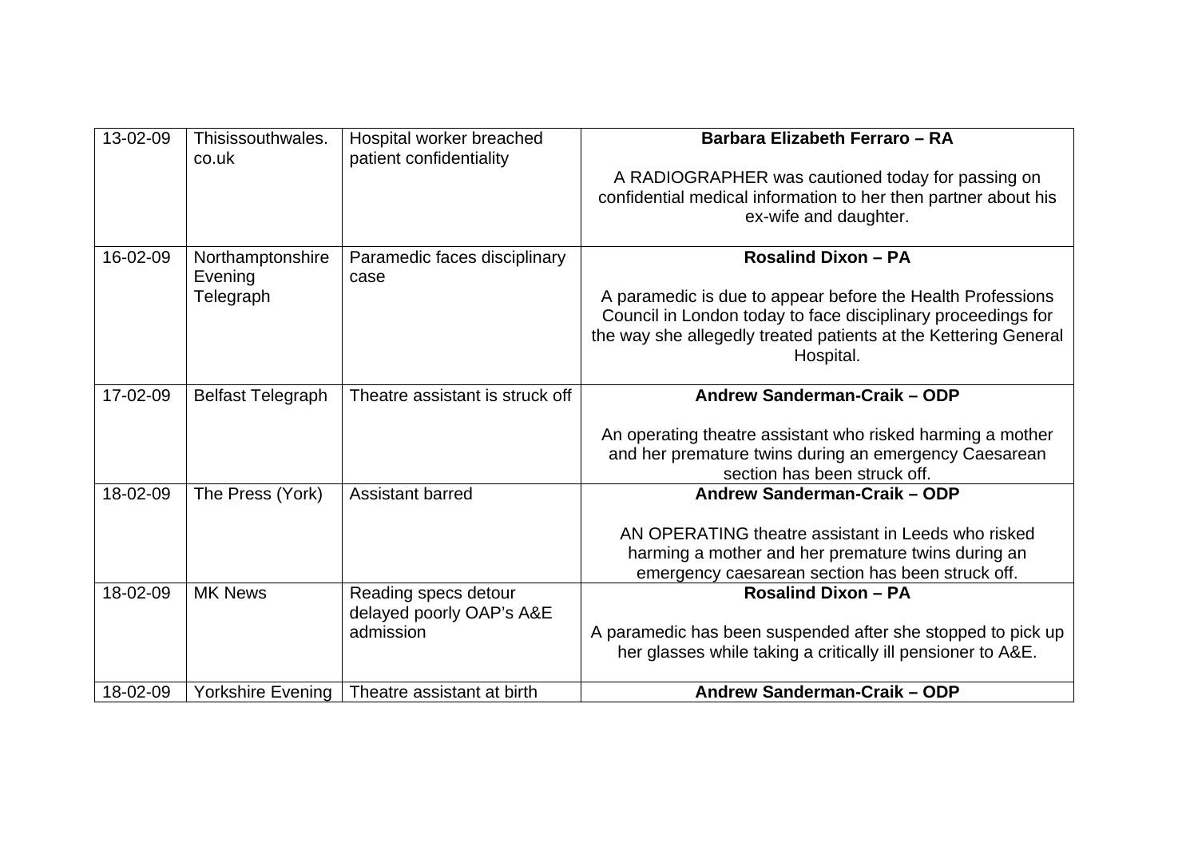| | | | |
|---|---|---|---|
| 13-02-09 | Thisissouthwales.co.uk | Hospital worker breached patient confidentiality | **Barbara Elizabeth Ferraro – RA**<br><br>A RADIOGRAPHER was cautioned today for passing on confidential medical information to her then partner about his ex-wife and daughter. |
| 16-02-09 | Northamptonshire Evening Telegraph | Paramedic faces disciplinary case | **Rosalind Dixon – PA**<br><br>A paramedic is due to appear before the Health Professions Council in London today to face disciplinary proceedings for the way she allegedly treated patients at the Kettering General Hospital. |
| 17-02-09 | Belfast Telegraph | Theatre assistant is struck off | **Andrew Sanderman-Craik – ODP**<br><br>An operating theatre assistant who risked harming a mother and her premature twins during an emergency Caesarean section has been struck off. |
| 18-02-09 | The Press (York) | Assistant barred | **Andrew Sanderman-Craik – ODP**<br><br>AN OPERATING theatre assistant in Leeds who risked harming a mother and her premature twins during an emergency caesarean section has been struck off. |
| 18-02-09 | MK News | Reading specs detour delayed poorly OAP's A&E admission | **Rosalind Dixon – PA**<br><br>A paramedic has been suspended after she stopped to pick up her glasses while taking a critically ill pensioner to A&E. |
| 18-02-09 | Yorkshire Evening | Theatre assistant at birth | **Andrew Sanderman-Craik – ODP** |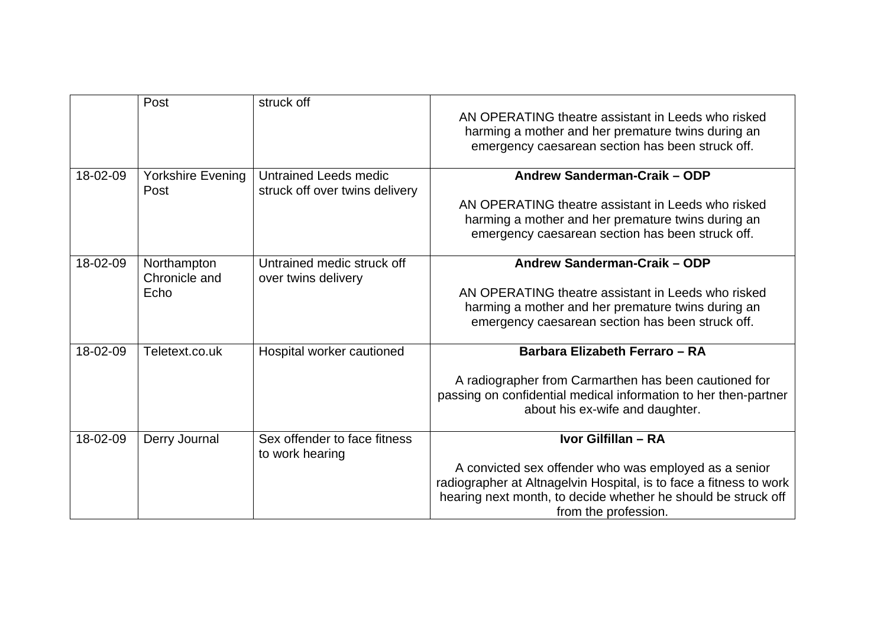|  | Post | struck off | AN OPERATING theatre assistant in Leeds who risked harming a mother and her premature twins during an emergency caesarean section has been struck off. |
|---|---|---|---|
| 18-02-09 | Yorkshire Evening Post | Untrained Leeds medic struck off over twins delivery | **Andrew Sanderman-Craik – ODP**<br><br>AN OPERATING theatre assistant in Leeds who risked harming a mother and her premature twins during an emergency caesarean section has been struck off. |
| 18-02-09 | Northampton Chronicle and Echo | Untrained medic struck off over twins delivery | **Andrew Sanderman-Craik – ODP**<br><br>AN OPERATING theatre assistant in Leeds who risked harming a mother and her premature twins during an emergency caesarean section has been struck off. |
| 18-02-09 | Teletext.co.uk | Hospital worker cautioned | **Barbara Elizabeth Ferraro – RA**<br><br>A radiographer from Carmarthen has been cautioned for passing on confidential medical information to her then-partner about his ex-wife and daughter. |
| 18-02-09 | Derry Journal | Sex offender to face fitness to work hearing | **Ivor Gilfillan – RA**<br><br>A convicted sex offender who was employed as a senior radiographer at Altnagelvin Hospital, is to face a fitness to work hearing next month, to decide whether he should be struck off from the profession. |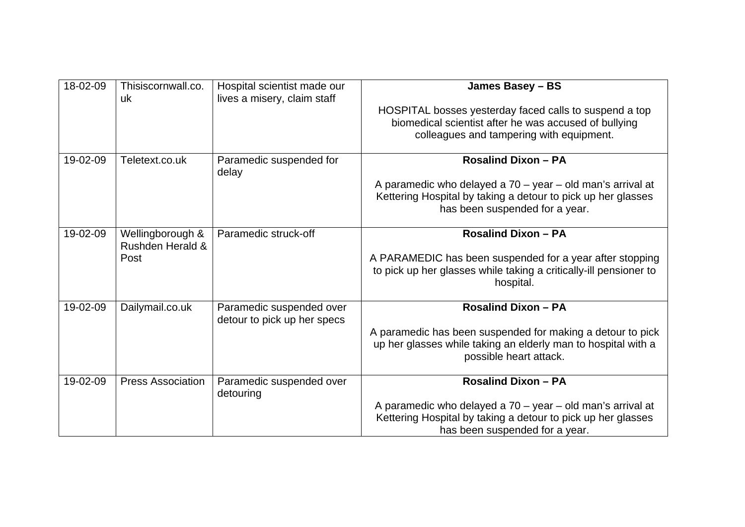| 18-02-09 | Thisiscornwall.co.uk | Hospital scientist made our lives a misery, claim staff | **James Basey – BS**<br><br>HOSPITAL bosses yesterday faced calls to suspend a top biomedical scientist after he was accused of bullying colleagues and tampering with equipment. |
|---|---|---|---|
| 19-02-09 | Teletext.co.uk | Paramedic suspended for delay | **Rosalind Dixon – PA**<br><br>A paramedic who delayed a 70 – year – old man's arrival at Kettering Hospital by taking a detour to pick up her glasses has been suspended for a year. |
| 19-02-09 | Wellingborough & Rushden Herald & Post | Paramedic struck-off | **Rosalind Dixon – PA**<br><br>A PARAMEDIC has been suspended for a year after stopping to pick up her glasses while taking a critically-ill pensioner to hospital. |
| 19-02-09 | Dailymail.co.uk | Paramedic suspended over detour to pick up her specs | **Rosalind Dixon – PA**<br><br>A paramedic has been suspended for making a detour to pick up her glasses while taking an elderly man to hospital with a possible heart attack. |
| 19-02-09 | Press Association | Paramedic suspended over detouring | **Rosalind Dixon – PA**<br><br>A paramedic who delayed a 70 – year – old man's arrival at Kettering Hospital by taking a detour to pick up her glasses has been suspended for a year. |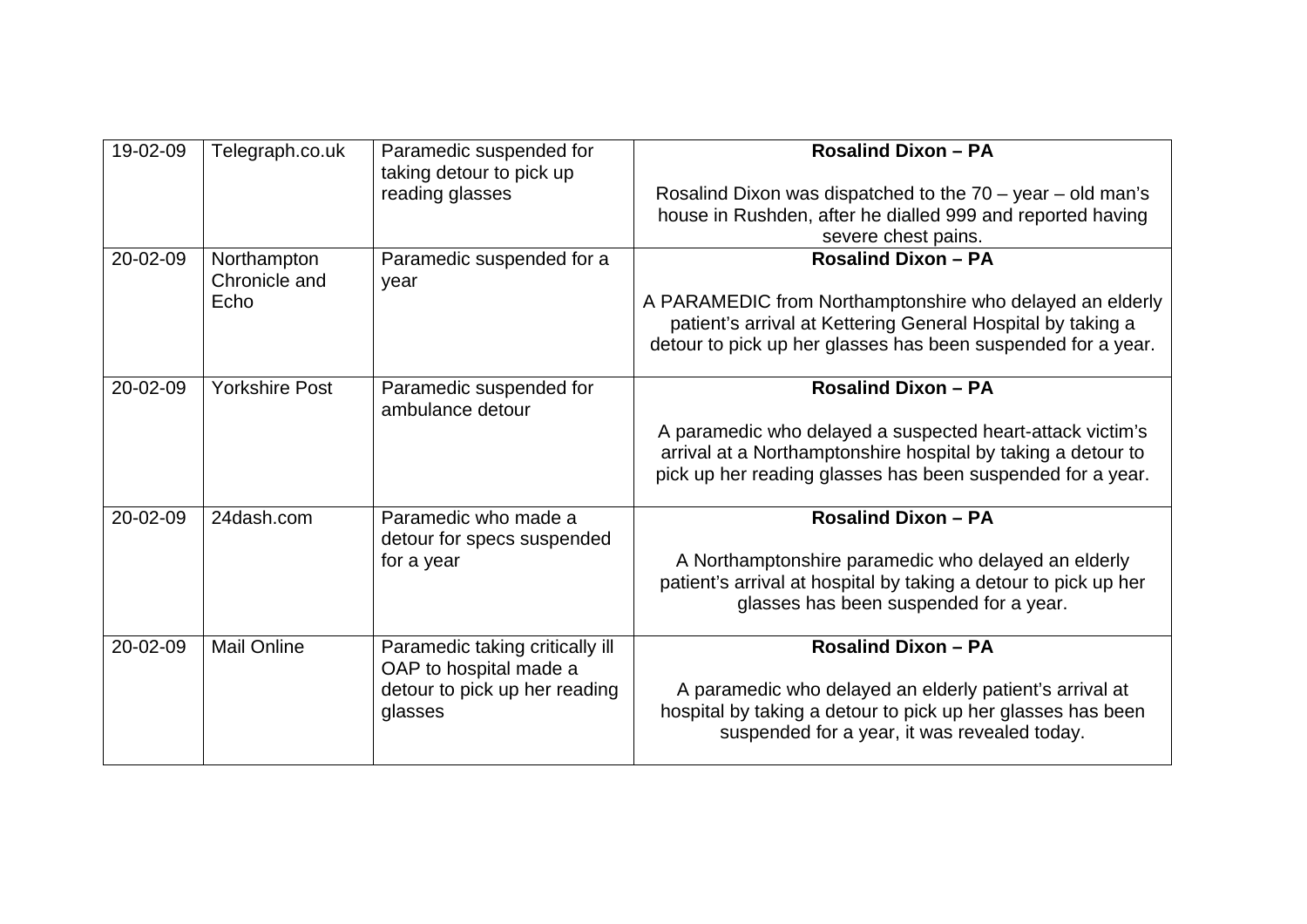| 19-02-09 | Telegraph.co.uk | Paramedic suspended for taking detour to pick up reading glasses | **Rosalind Dixon – PA**<br><br>Rosalind Dixon was dispatched to the 70 – year – old man's house in Rushden, after he dialled 999 and reported having severe chest pains. |
|---|---|---|---|
| 20-02-09 | Northampton Chronicle and Echo | Paramedic suspended for a year | **Rosalind Dixon – PA**<br><br>A PARAMEDIC from Northamptonshire who delayed an elderly patient's arrival at Kettering General Hospital by taking a detour to pick up her glasses has been suspended for a year. |
| 20-02-09 | Yorkshire Post | Paramedic suspended for ambulance detour | **Rosalind Dixon – PA**<br><br>A paramedic who delayed a suspected heart-attack victim's arrival at a Northamptonshire hospital by taking a detour to pick up her reading glasses has been suspended for a year. |
| 20-02-09 | 24dash.com | Paramedic who made a detour for specs suspended for a year | **Rosalind Dixon – PA**<br><br>A Northamptonshire paramedic who delayed an elderly patient's arrival at hospital by taking a detour to pick up her glasses has been suspended for a year. |
| 20-02-09 | Mail Online | Paramedic taking critically ill OAP to hospital made a detour to pick up her reading glasses | **Rosalind Dixon – PA**<br><br>A paramedic who delayed an elderly patient's arrival at hospital by taking a detour to pick up her glasses has been suspended for a year, it was revealed today. |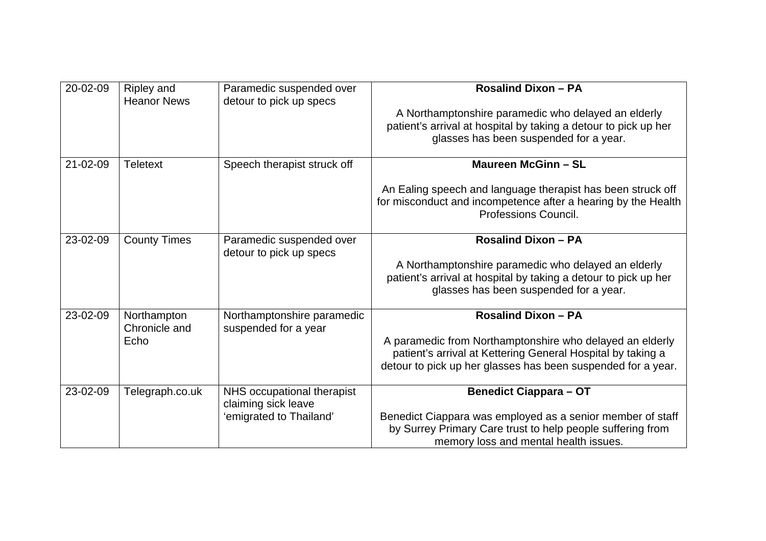| 20-02-09 | Ripley and Heanor News | Paramedic suspended over detour to pick up specs | **Rosalind Dixon – PA**<br><br>A Northamptonshire paramedic who delayed an elderly patient's arrival at hospital by taking a detour to pick up her glasses has been suspended for a year. |
|---|---|---|---|
| 21-02-09 | Teletext | Speech therapist struck off | **Maureen McGinn – SL**<br><br>An Ealing speech and language therapist has been struck off for misconduct and incompetence after a hearing by the Health Professions Council. |
| 23-02-09 | County Times | Paramedic suspended over detour to pick up specs | **Rosalind Dixon – PA**<br><br>A Northamptonshire paramedic who delayed an elderly patient's arrival at hospital by taking a detour to pick up her glasses has been suspended for a year. |
| 23-02-09 | Northampton Chronicle and Echo | Northamptonshire paramedic suspended for a year | **Rosalind Dixon – PA**<br><br>A paramedic from Northamptonshire who delayed an elderly patient's arrival at Kettering General Hospital by taking a detour to pick up her glasses has been suspended for a year. |
| 23-02-09 | Telegraph.co.uk | NHS occupational therapist claiming sick leave 'emigrated to Thailand' | **Benedict Ciappara – OT**<br><br>Benedict Ciappara was employed as a senior member of staff by Surrey Primary Care trust to help people suffering from memory loss and mental health issues. |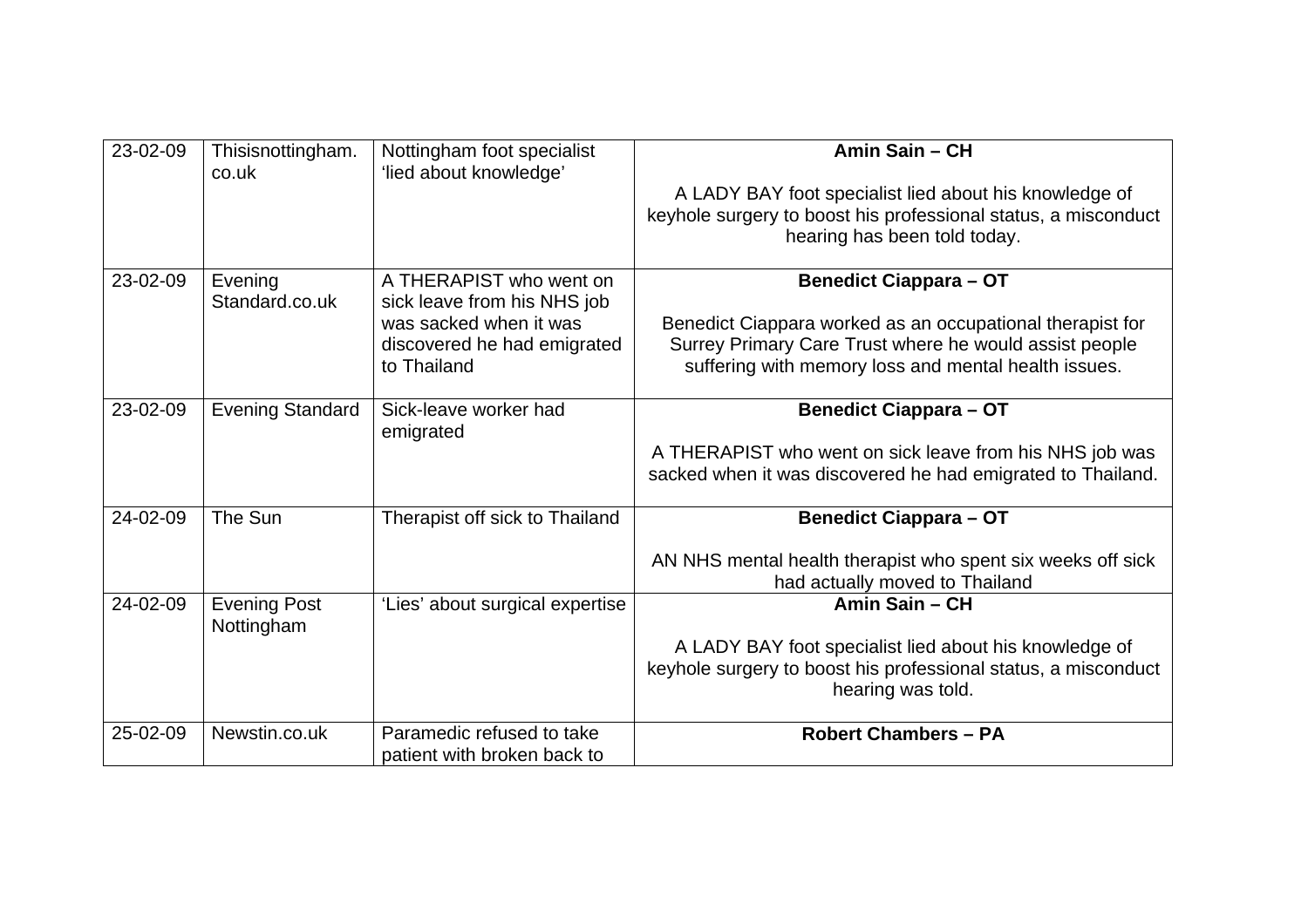| 23-02-09 | Thisisnottingham.co.uk | Nottingham foot specialist 'lied about knowledge' | **Amin Sain – CH**<br><br>A LADY BAY foot specialist lied about his knowledge of keyhole surgery to boost his professional status, a misconduct hearing has been told today. |
|---|---|---|---|
| 23-02-09 | Evening Standard.co.uk | A THERAPIST who went on sick leave from his NHS job was sacked when it was discovered he had emigrated to Thailand | **Benedict Ciappara – OT**<br><br>Benedict Ciappara worked as an occupational therapist for Surrey Primary Care Trust where he would assist people suffering with memory loss and mental health issues. |
| 23-02-09 | Evening Standard | Sick-leave worker had emigrated | **Benedict Ciappara – OT**<br><br>A THERAPIST who went on sick leave from his NHS job was sacked when it was discovered he had emigrated to Thailand. |
| 24-02-09 | The Sun | Therapist off sick to Thailand | **Benedict Ciappara – OT**<br><br>AN NHS mental health therapist who spent six weeks off sick had actually moved to Thailand |
| 24-02-09 | Evening Post Nottingham | 'Lies' about surgical expertise | **Amin Sain – CH**<br><br>A LADY BAY foot specialist lied about his knowledge of keyhole surgery to boost his professional status, a misconduct hearing was told. |
| 25-02-09 | Newstin.co.uk | Paramedic refused to take patient with broken back to | **Robert Chambers – PA** |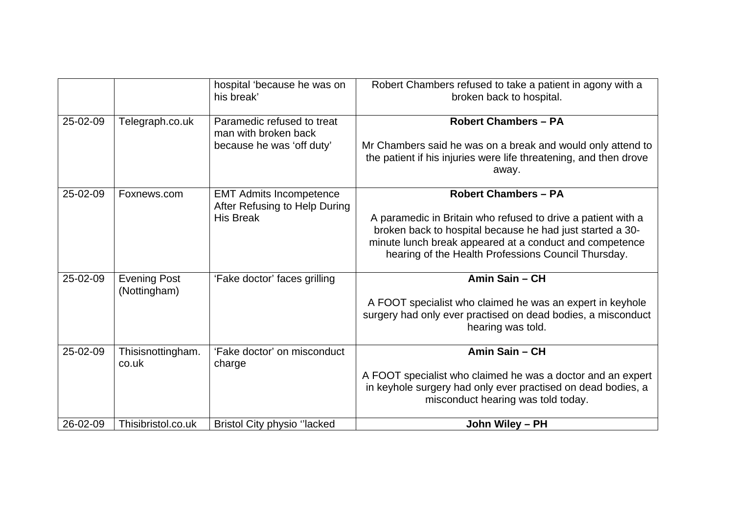| | | hospital 'because he was on his break' | Robert Chambers refused to take a patient in agony with a broken back to hospital. |
|---|---|---|---|
| 25-02-09 | Telegraph.co.uk | Paramedic refused to treat man with broken back because he was 'off duty' | **Robert Chambers – PA**<br><br>Mr Chambers said he was on a break and would only attend to the patient if his injuries were life threatening, and then drove away. |
| 25-02-09 | Foxnews.com | EMT Admits Incompetence After Refusing to Help During His Break | **Robert Chambers – PA**<br><br>A paramedic in Britain who refused to drive a patient with a broken back to hospital because he had just started a 30-minute lunch break appeared at a conduct and competence hearing of the Health Professions Council Thursday. |
| 25-02-09 | Evening Post (Nottingham) | 'Fake doctor' faces grilling | **Amin Sain – CH**<br><br>A FOOT specialist who claimed he was an expert in keyhole surgery had only ever practised on dead bodies, a misconduct hearing was told. |
| 25-02-09 | Thisisnottingham.co.uk | 'Fake doctor' on misconduct charge | **Amin Sain – CH**<br><br>A FOOT specialist who claimed he was a doctor and an expert in keyhole surgery had only ever practised on dead bodies, a misconduct hearing was told today. |
| 26-02-09 | Thisibristol.co.uk | Bristol City physio ''lacked | **John Wiley – PH** |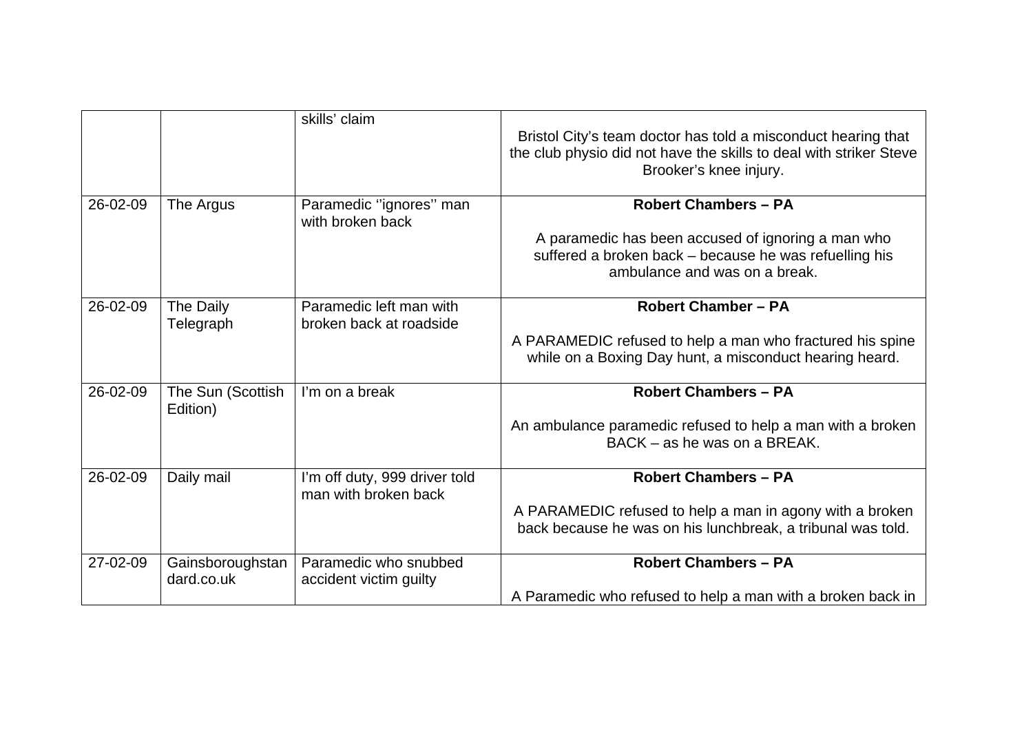|  |  |  |  |
|---|---|---|---|
|  |  | skills' claim | Bristol City's team doctor has told a misconduct hearing that the club physio did not have the skills to deal with striker Steve Brooker's knee injury. |
| 26-02-09 | The Argus | Paramedic ''ignores'' man with broken back | **Robert Chambers – PA**<br><br>A paramedic has been accused of ignoring a man who suffered a broken back – because he was refuelling his ambulance and was on a break. |
| 26-02-09 | The Daily Telegraph | Paramedic left man with broken back at roadside | **Robert Chamber – PA**<br><br>A PARAMEDIC refused to help a man who fractured his spine while on a Boxing Day hunt, a misconduct hearing heard. |
| 26-02-09 | The Sun (Scottish Edition) | I'm on a break | **Robert Chambers – PA**<br><br>An ambulance paramedic refused to help a man with a broken BACK – as he was on a BREAK. |
| 26-02-09 | Daily mail | I'm off duty, 999 driver told man with broken back | **Robert Chambers – PA**<br><br>A PARAMEDIC refused to help a man in agony with a broken back because he was on his lunchbreak, a tribunal was told. |
| 27-02-09 | Gainsboroughstandard.co.uk | Paramedic who snubbed accident victim guilty | **Robert Chambers – PA**<br><br>A Paramedic who refused to help a man with a broken back in |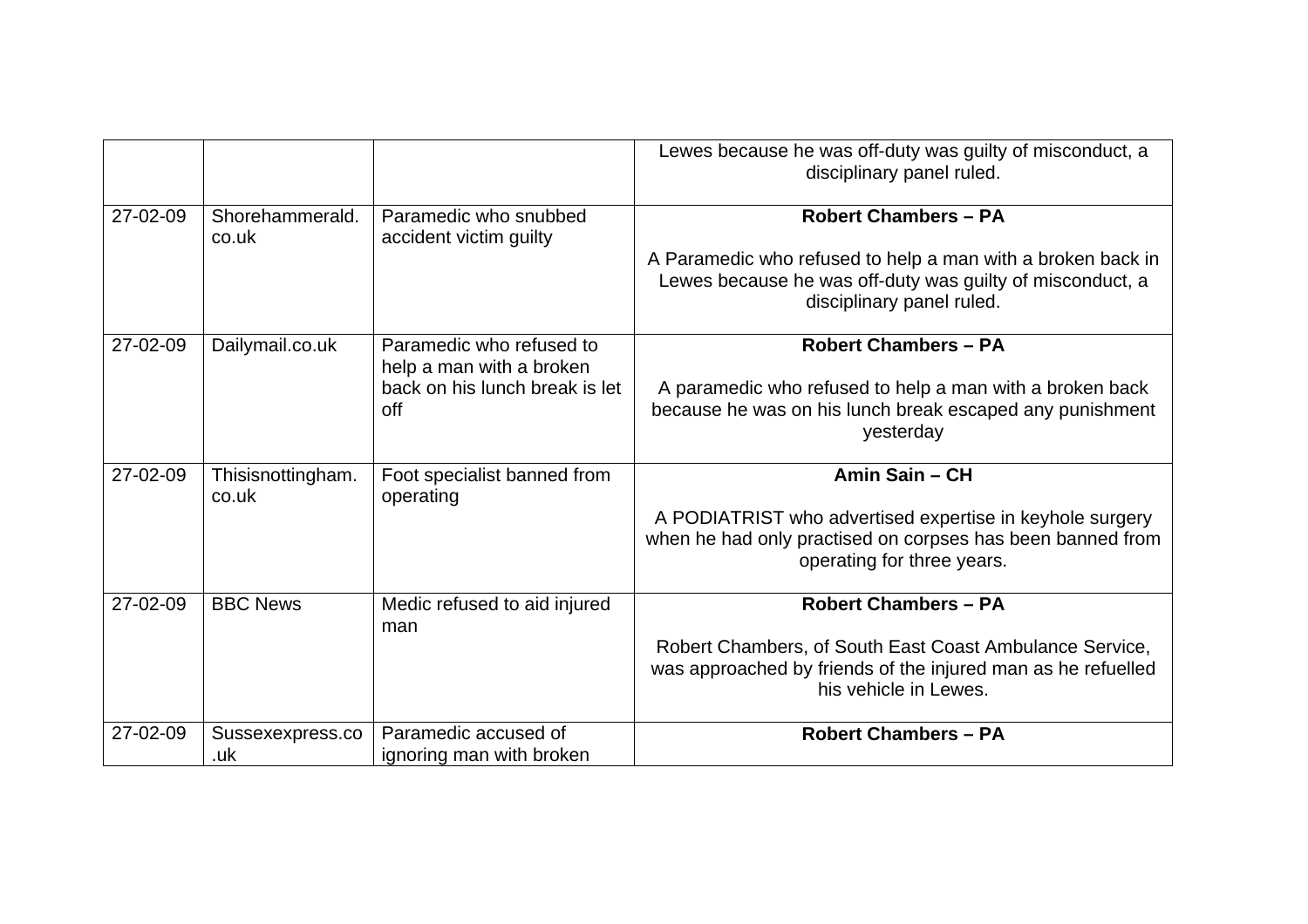| | | | |
|---|---|---|---|
| | | | Lewes because he was off-duty was guilty of misconduct, a disciplinary panel ruled. |
| 27-02-09 | Shorehammerald.co.uk | Paramedic who snubbed accident victim guilty | **Robert Chambers – PA**<br><br>A Paramedic who refused to help a man with a broken back in Lewes because he was off-duty was guilty of misconduct, a disciplinary panel ruled. |
| 27-02-09 | Dailymail.co.uk | Paramedic who refused to help a man with a broken back on his lunch break is let off | **Robert Chambers – PA**<br><br>A paramedic who refused to help a man with a broken back because he was on his lunch break escaped any punishment yesterday |
| 27-02-09 | Thisisnottingham.co.uk | Foot specialist banned from operating | **Amin Sain – CH**<br><br>A PODIATRIST who advertised expertise in keyhole surgery when he had only practised on corpses has been banned from operating for three years. |
| 27-02-09 | BBC News | Medic refused to aid injured man | **Robert Chambers – PA**<br><br>Robert Chambers, of South East Coast Ambulance Service, was approached by friends of the injured man as he refuelled his vehicle in Lewes. |
| 27-02-09 | Sussexexpress.co.uk | Paramedic accused of ignoring man with broken | **Robert Chambers – PA** |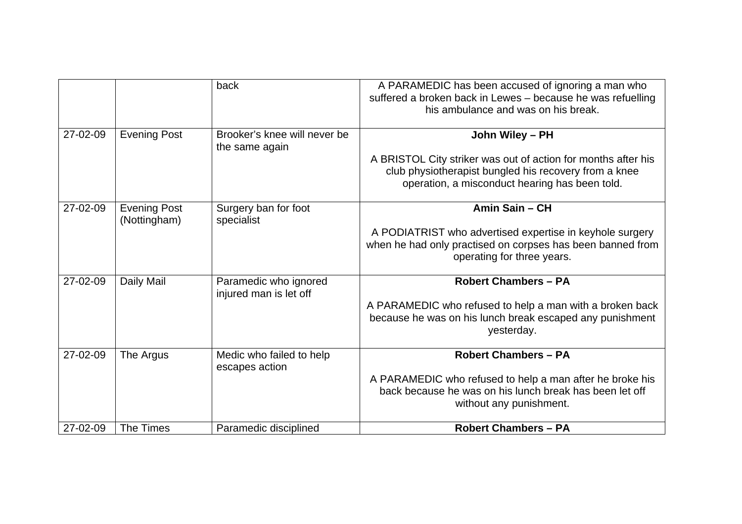|  |  |  |  |
|---|---|---|---|
|  |  | back | A PARAMEDIC has been accused of ignoring a man who suffered a broken back in Lewes – because he was refuelling his ambulance and was on his break. |
| 27-02-09 | Evening Post | Brooker's knee will never be the same again | **John Wiley – PH**<br><br>A BRISTOL City striker was out of action for months after his club physiotherapist bungled his recovery from a knee operation, a misconduct hearing has been told. |
| 27-02-09 | Evening Post (Nottingham) | Surgery ban for foot specialist | **Amin Sain – CH**<br><br>A PODIATRIST who advertised expertise in keyhole surgery when he had only practised on corpses has been banned from operating for three years. |
| 27-02-09 | Daily Mail | Paramedic who ignored injured man is let off | **Robert Chambers – PA**<br><br>A PARAMEDIC who refused to help a man with a broken back because he was on his lunch break escaped any punishment yesterday. |
| 27-02-09 | The Argus | Medic who failed to help escapes action | **Robert Chambers – PA**<br><br>A PARAMEDIC who refused to help a man after he broke his back because he was on his lunch break has been let off without any punishment. |
| 27-02-09 | The Times | Paramedic disciplined | **Robert Chambers – PA** |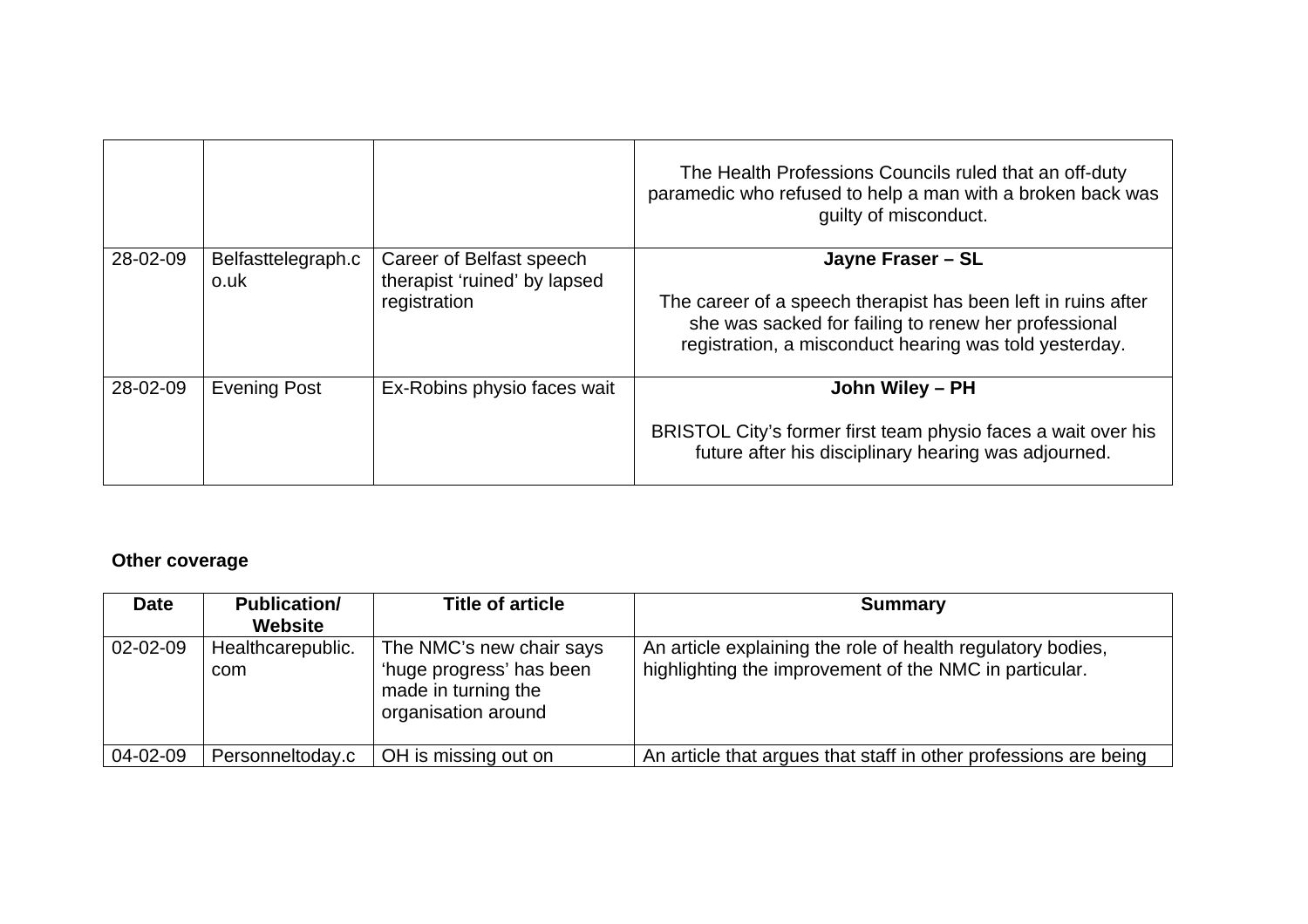| | | | |
|---|---|---|---|
| | | | The Health Professions Councils ruled that an off-duty paramedic who refused to help a man with a broken back was guilty of misconduct. |
| 28-02-09 | Belfasttelegraph.co.uk | Career of Belfast speech therapist 'ruined' by lapsed registration | **Jayne Fraser – SL**<br><br>The career of a speech therapist has been left in ruins after she was sacked for failing to renew her professional registration, a misconduct hearing was told yesterday. |
| 28-02-09 | Evening Post | Ex-Robins physio faces wait | **John Wiley – PH**<br><br>BRISTOL City's former first team physio faces a wait over his future after his disciplinary hearing was adjourned. |

**Other coverage**

| Date | Publication/ Website | Title of article | Summary |
|---|---|---|---|
| 02-02-09 | Healthcarepublic.com | The NMC's new chair says 'huge progress' has been made in turning the organisation around | An article explaining the role of health regulatory bodies, highlighting the improvement of the NMC in particular. |
| 04-02-09 | Personneltoday.c | OH is missing out on | An article that argues that staff in other professions are being |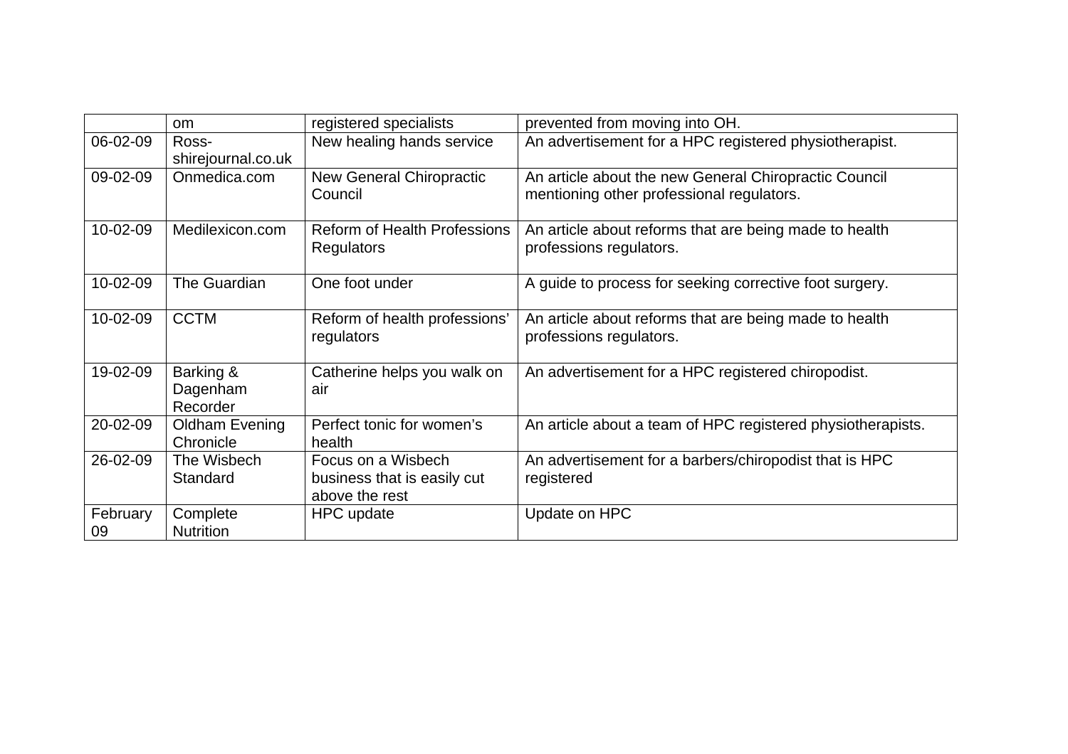| | om | registered specialists | prevented from moving into OH. |
|---|---|---|---|
| 06-02-09 | Ross-shirejournal.co.uk | New healing hands service | An advertisement for a HPC registered physiotherapist. |
| 09-02-09 | Onmedica.com | New General Chiropractic Council | An article about the new General Chiropractic Council mentioning other professional regulators. |
| 10-02-09 | Medilexicon.com | Reform of Health Professions Regulators | An article about reforms that are being made to health professions regulators. |
| 10-02-09 | The Guardian | One foot under | A guide to process for seeking corrective foot surgery. |
| 10-02-09 | CCTM | Reform of health professions' regulators | An article about reforms that are being made to health professions regulators. |
| 19-02-09 | Barking & Dagenham Recorder | Catherine helps you walk on air | An advertisement for a HPC registered chiropodist. |
| 20-02-09 | Oldham Evening Chronicle | Perfect tonic for women's health | An article about a team of HPC registered physiotherapists. |
| 26-02-09 | The Wisbech Standard | Focus on a Wisbech business that is easily cut above the rest | An advertisement for a barbers/chiropodist that is HPC registered |
| February 09 | Complete Nutrition | HPC update | Update on HPC |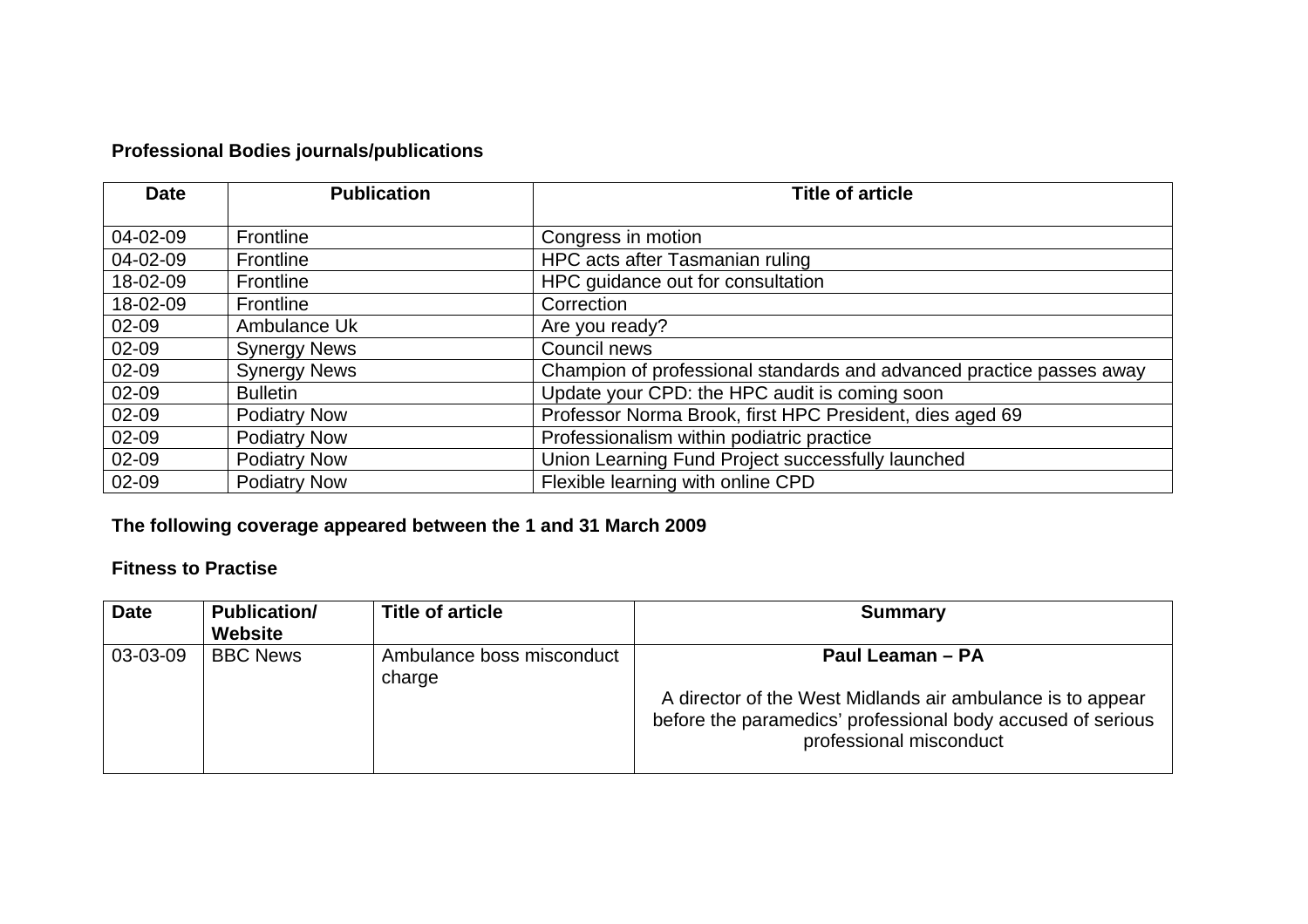**Professional Bodies journals/publications**

| Date | Publication | Title of article |
|---|---|---|
| 04-02-09 | Frontline | Congress in motion |
| 04-02-09 | Frontline | HPC acts after Tasmanian ruling |
| 18-02-09 | Frontline | HPC guidance out for consultation |
| 18-02-09 | Frontline | Correction |
| 02-09 | Ambulance Uk | Are you ready? |
| 02-09 | Synergy News | Council news |
| 02-09 | Synergy News | Champion of professional standards and advanced practice passes away |
| 02-09 | Bulletin | Update your CPD: the HPC audit is coming soon |
| 02-09 | Podiatry Now | Professor Norma Brook, first HPC President, dies aged 69 |
| 02-09 | Podiatry Now | Professionalism within podiatric practice |
| 02-09 | Podiatry Now | Union Learning Fund Project successfully launched |
| 02-09 | Podiatry Now | Flexible learning with online CPD |

**The following coverage appeared between the 1 and 31 March 2009**

**Fitness to Practise**

| Date | Publication/ Website | Title of article | Summary |
|---|---|---|---|
| 03-03-09 | BBC News | Ambulance boss misconduct charge | **Paul Leaman – PA** A director of the West Midlands air ambulance is to appear before the paramedics' professional body accused of serious professional misconduct |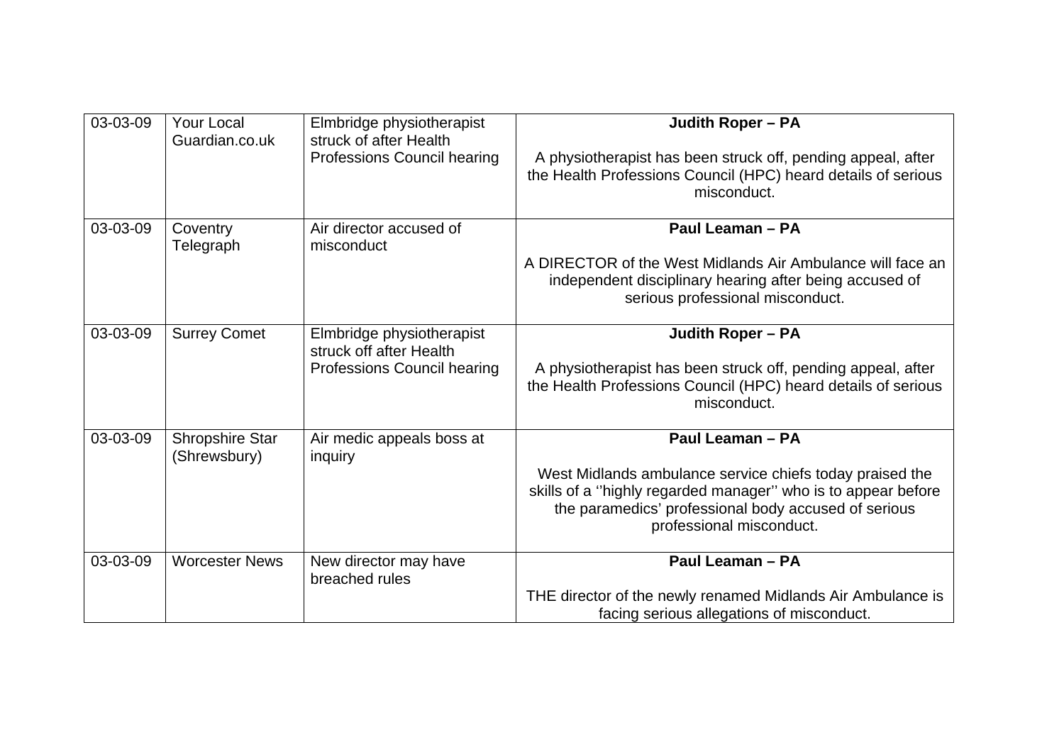| | | | |
|---|---|---|---|
| 03-03-09 | Your Local Guardian.co.uk | Elmbridge physiotherapist struck of after Health Professions Council hearing | **Judith Roper – PA**<br><br>A physiotherapist has been struck off, pending appeal, after the Health Professions Council (HPC) heard details of serious misconduct. |
| 03-03-09 | Coventry Telegraph | Air director accused of misconduct | **Paul Leaman – PA**<br><br>A DIRECTOR of the West Midlands Air Ambulance will face an independent disciplinary hearing after being accused of serious professional misconduct. |
| 03-03-09 | Surrey Comet | Elmbridge physiotherapist struck off after Health Professions Council hearing | **Judith Roper – PA**<br><br>A physiotherapist has been struck off, pending appeal, after the Health Professions Council (HPC) heard details of serious misconduct. |
| 03-03-09 | Shropshire Star (Shrewsbury) | Air medic appeals boss at inquiry | **Paul Leaman – PA**<br><br>West Midlands ambulance service chiefs today praised the skills of a ''highly regarded manager'' who is to appear before the paramedics' professional body accused of serious professional misconduct. |
| 03-03-09 | Worcester News | New director may have breached rules | **Paul Leaman – PA**<br><br>THE director of the newly renamed Midlands Air Ambulance is facing serious allegations of misconduct. |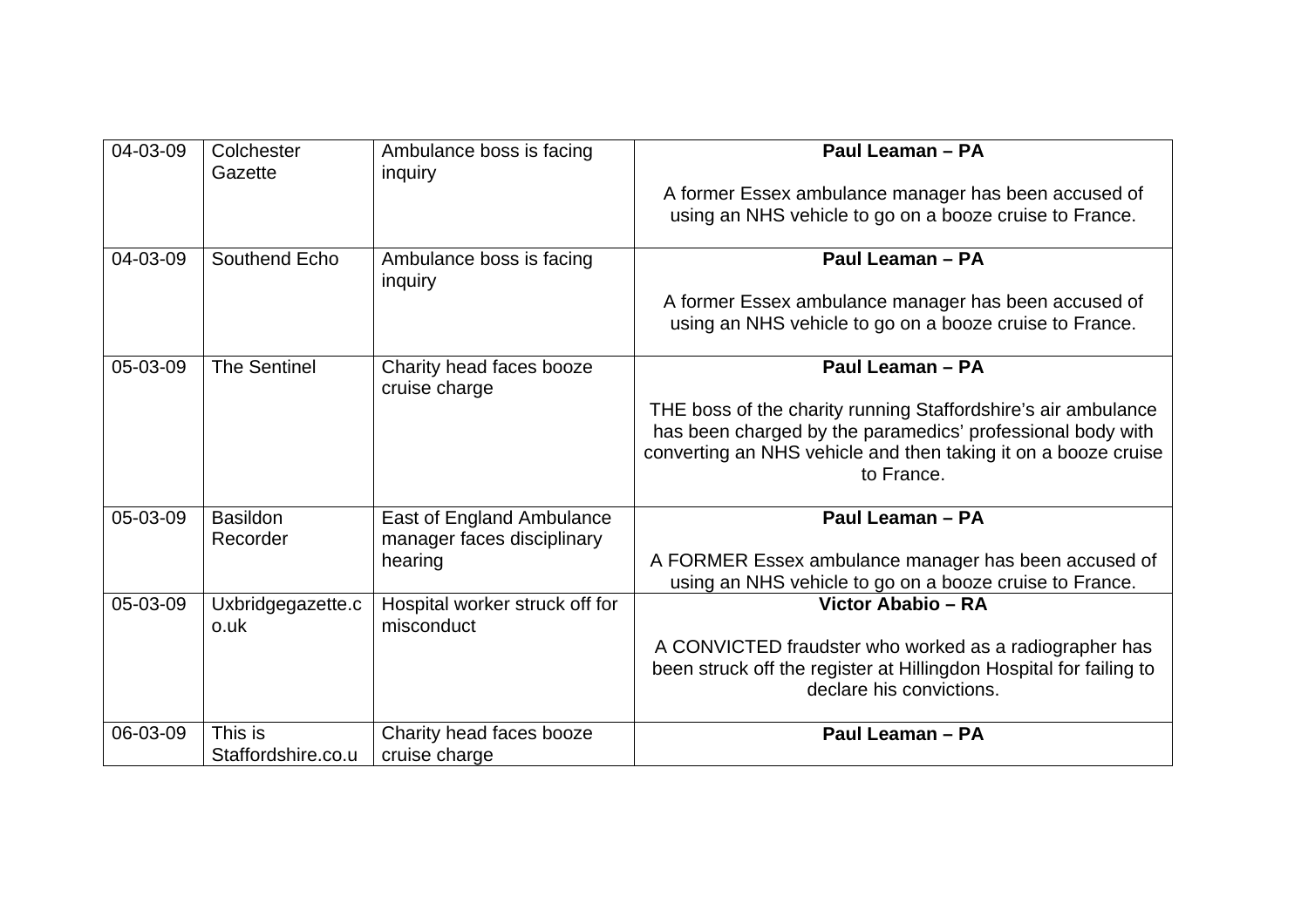| 04-03-09 | Colchester Gazette | Ambulance boss is facing inquiry | **Paul Leaman – PA**<br><br>A former Essex ambulance manager has been accused of using an NHS vehicle to go on a booze cruise to France. |
|---|---|---|---|
| 04-03-09 | Southend Echo | Ambulance boss is facing inquiry | **Paul Leaman – PA**<br><br>A former Essex ambulance manager has been accused of using an NHS vehicle to go on a booze cruise to France. |
| 05-03-09 | The Sentinel | Charity head faces booze cruise charge | **Paul Leaman – PA**<br><br>THE boss of the charity running Staffordshire's air ambulance has been charged by the paramedics' professional body with converting an NHS vehicle and then taking it on a booze cruise to France. |
| 05-03-09 | Basildon Recorder | East of England Ambulance manager faces disciplinary hearing | **Paul Leaman – PA**<br><br>A FORMER Essex ambulance manager has been accused of using an NHS vehicle to go on a booze cruise to France. |
| 05-03-09 | Uxbridgegazette.co.uk | Hospital worker struck off for misconduct | **Victor Ababio – RA**<br><br>A CONVICTED fraudster who worked as a radiographer has been struck off the register at Hillingdon Hospital for failing to declare his convictions. |
| 06-03-09 | This is Staffordshire.co.u | Charity head faces booze cruise charge | **Paul Leaman – PA** |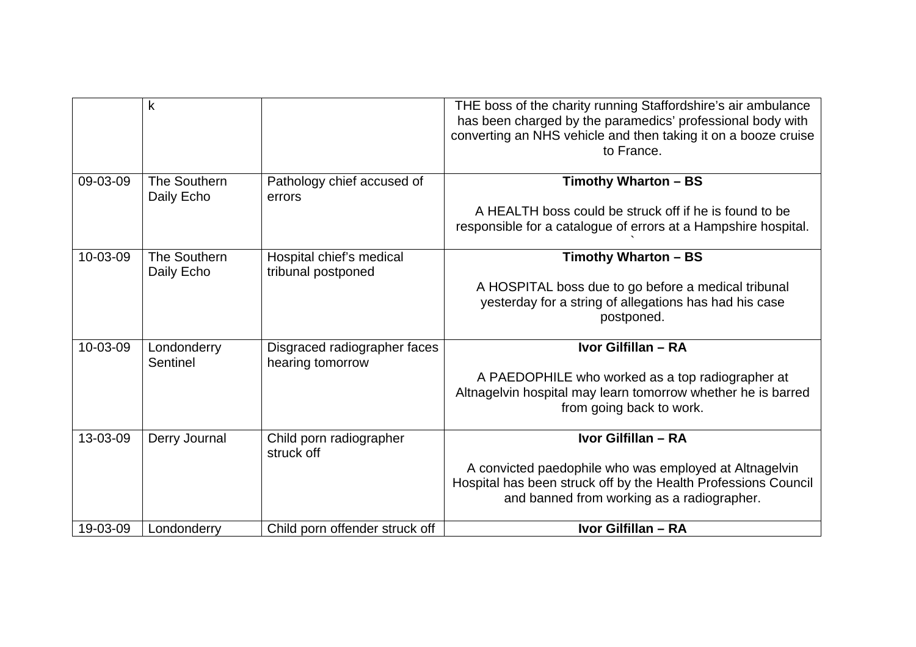|  | k |  | THE boss of the charity running Staffordshire's air ambulance has been charged by the paramedics' professional body with converting an NHS vehicle and then taking it on a booze cruise to France. |
|---|---|---|---|
| 09-03-09 | The Southern Daily Echo | Pathology chief accused of errors | **Timothy Wharton – BS**<br><br>A HEALTH boss could be struck off if he is found to be responsible for a catalogue of errors at a Hampshire hospital. |
| 10-03-09 | The Southern Daily Echo | Hospital chief's medical tribunal postponed | **Timothy Wharton – BS**<br><br>A HOSPITAL boss due to go before a medical tribunal yesterday for a string of allegations has had his case postponed. |
| 10-03-09 | Londonderry Sentinel | Disgraced radiographer faces hearing tomorrow | **Ivor Gilfillan – RA**<br><br>A PAEDOPHILE who worked as a top radiographer at Altnagelvin hospital may learn tomorrow whether he is barred from going back to work. |
| 13-03-09 | Derry Journal | Child porn radiographer struck off | **Ivor Gilfillan – RA**<br><br>A convicted paedophile who was employed at Altnagelvin Hospital has been struck off by the Health Professions Council and banned from working as a radiographer. |
| 19-03-09 | Londonderry | Child porn offender struck off | **Ivor Gilfillan – RA** |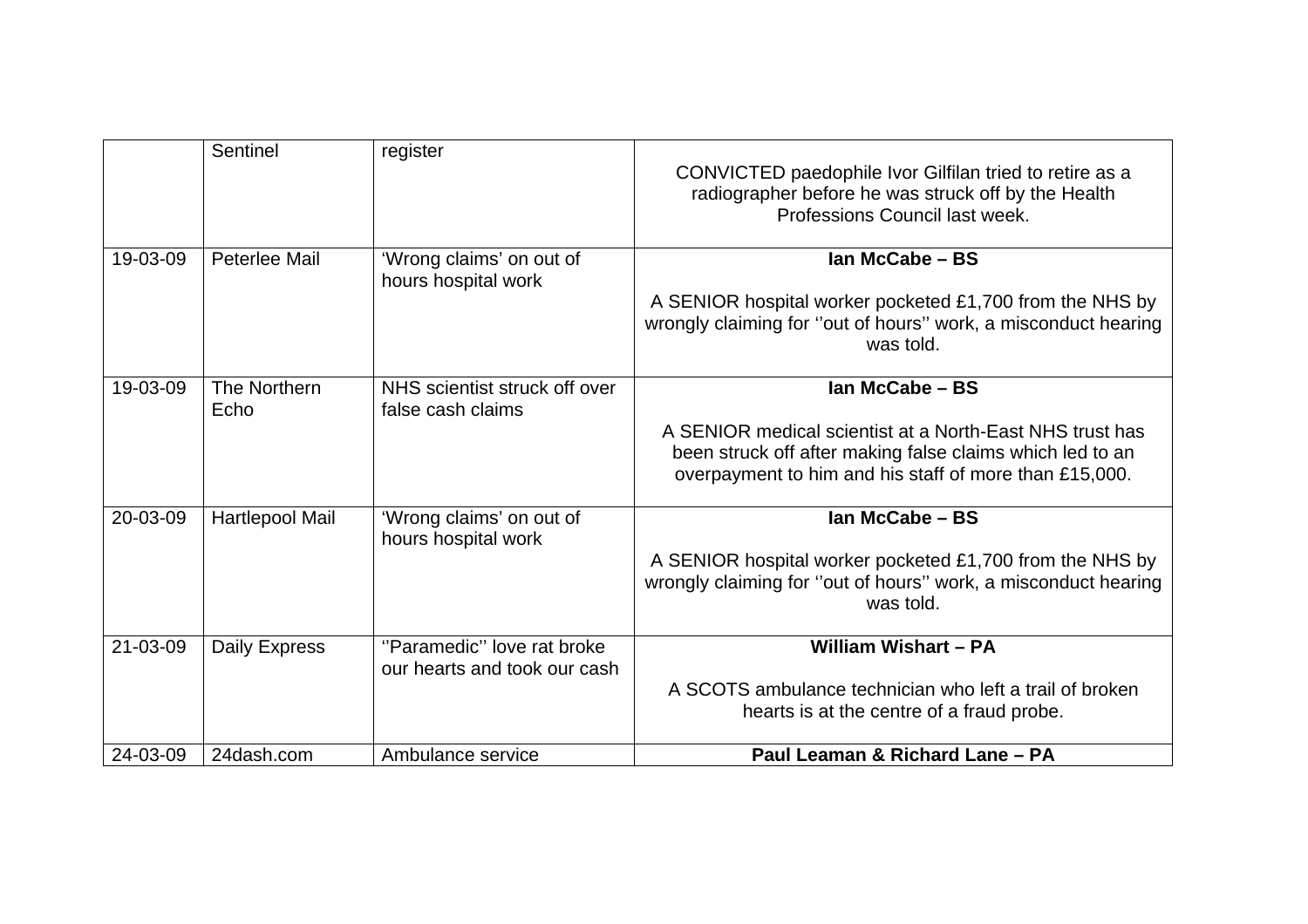| | | | |
|---|---|---|---|
| | Sentinel | register | CONVICTED paedophile Ivor Gilfilan tried to retire as a radiographer before he was struck off by the Health Professions Council last week. |
| 19-03-09 | Peterlee Mail | 'Wrong claims' on out of hours hospital work | **Ian McCabe – BS**<br><br>A SENIOR hospital worker pocketed £1,700 from the NHS by wrongly claiming for ''out of hours'' work, a misconduct hearing was told. |
| 19-03-09 | The Northern Echo | NHS scientist struck off over false cash claims | **Ian McCabe – BS**<br><br>A SENIOR medical scientist at a North-East NHS trust has been struck off after making false claims which led to an overpayment to him and his staff of more than £15,000. |
| 20-03-09 | Hartlepool Mail | 'Wrong claims' on out of hours hospital work | **Ian McCabe – BS**<br><br>A SENIOR hospital worker pocketed £1,700 from the NHS by wrongly claiming for ''out of hours'' work, a misconduct hearing was told. |
| 21-03-09 | Daily Express | ''Paramedic'' love rat broke our hearts and took our cash | **William Wishart – PA**<br><br>A SCOTS ambulance technician who left a trail of broken hearts is at the centre of a fraud probe. |
| 24-03-09 | 24dash.com | Ambulance service | **Paul Leaman & Richard Lane – PA** |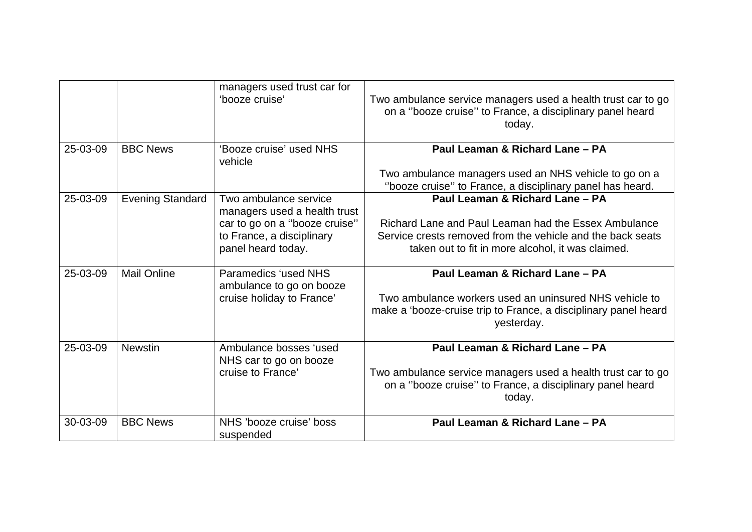| | | | |
|---|---|---|---|
| | | managers used trust car for 'booze cruise' | Two ambulance service managers used a health trust car to go on a ''booze cruise'' to France, a disciplinary panel heard today. |
| 25-03-09 | BBC News | 'Booze cruise' used NHS vehicle | **Paul Leaman & Richard Lane – PA**<br><br>Two ambulance managers used an NHS vehicle to go on a ''booze cruise'' to France, a disciplinary panel has heard. |
| 25-03-09 | Evening Standard | Two ambulance service managers used a health trust car to go on a ''booze cruise'' to France, a disciplinary panel heard today. | **Paul Leaman & Richard Lane – PA**<br><br>Richard Lane and Paul Leaman had the Essex Ambulance Service crests removed from the vehicle and the back seats taken out to fit in more alcohol, it was claimed. |
| 25-03-09 | Mail Online | Paramedics 'used NHS ambulance to go on booze cruise holiday to France' | **Paul Leaman & Richard Lane – PA**<br><br>Two ambulance workers used an uninsured NHS vehicle to make a 'booze-cruise trip to France, a disciplinary panel heard yesterday. |
| 25-03-09 | Newstin | Ambulance bosses 'used NHS car to go on booze cruise to France' | **Paul Leaman & Richard Lane – PA**<br><br>Two ambulance service managers used a health trust car to go on a ''booze cruise'' to France, a disciplinary panel heard today. |
| 30-03-09 | BBC News | NHS 'booze cruise' boss suspended | **Paul Leaman & Richard Lane – PA** |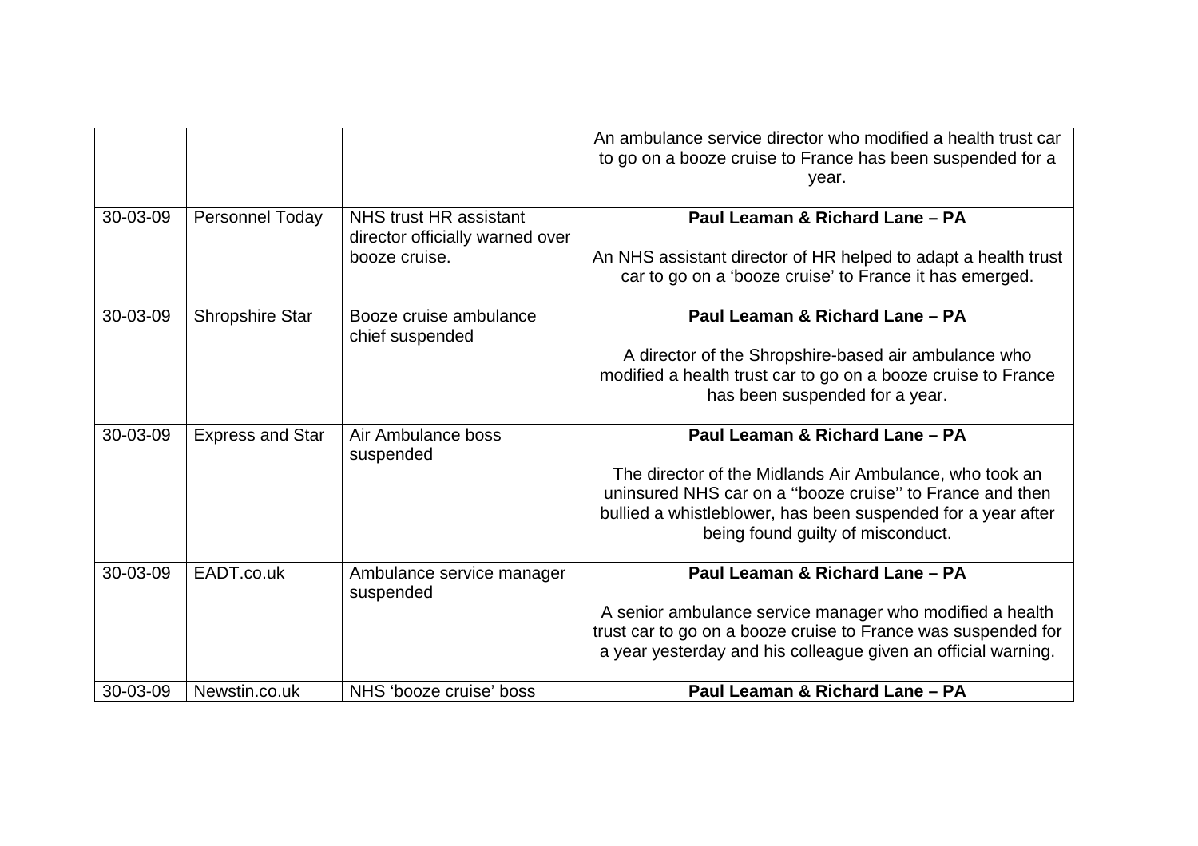| | | | |
|---|---|---|---|
| | | | An ambulance service director who modified a health trust car to go on a booze cruise to France has been suspended for a year. |
| 30-03-09 | Personnel Today | NHS trust HR assistant director officially warned over booze cruise. | **Paul Leaman & Richard Lane – PA**<br><br>An NHS assistant director of HR helped to adapt a health trust car to go on a 'booze cruise' to France it has emerged. |
| 30-03-09 | Shropshire Star | Booze cruise ambulance chief suspended | **Paul Leaman & Richard Lane – PA**<br><br>A director of the Shropshire-based air ambulance who modified a health trust car to go on a booze cruise to France has been suspended for a year. |
| 30-03-09 | Express and Star | Air Ambulance boss suspended | **Paul Leaman & Richard Lane – PA**<br><br>The director of the Midlands Air Ambulance, who took an uninsured NHS car on a ''booze cruise'' to France and then bullied a whistleblower, has been suspended for a year after being found guilty of misconduct. |
| 30-03-09 | EADT.co.uk | Ambulance service manager suspended | **Paul Leaman & Richard Lane – PA**<br><br>A senior ambulance service manager who modified a health trust car to go on a booze cruise to France was suspended for a year yesterday and his colleague given an official warning. |
| 30-03-09 | Newstin.co.uk | NHS 'booze cruise' boss | **Paul Leaman & Richard Lane – PA** |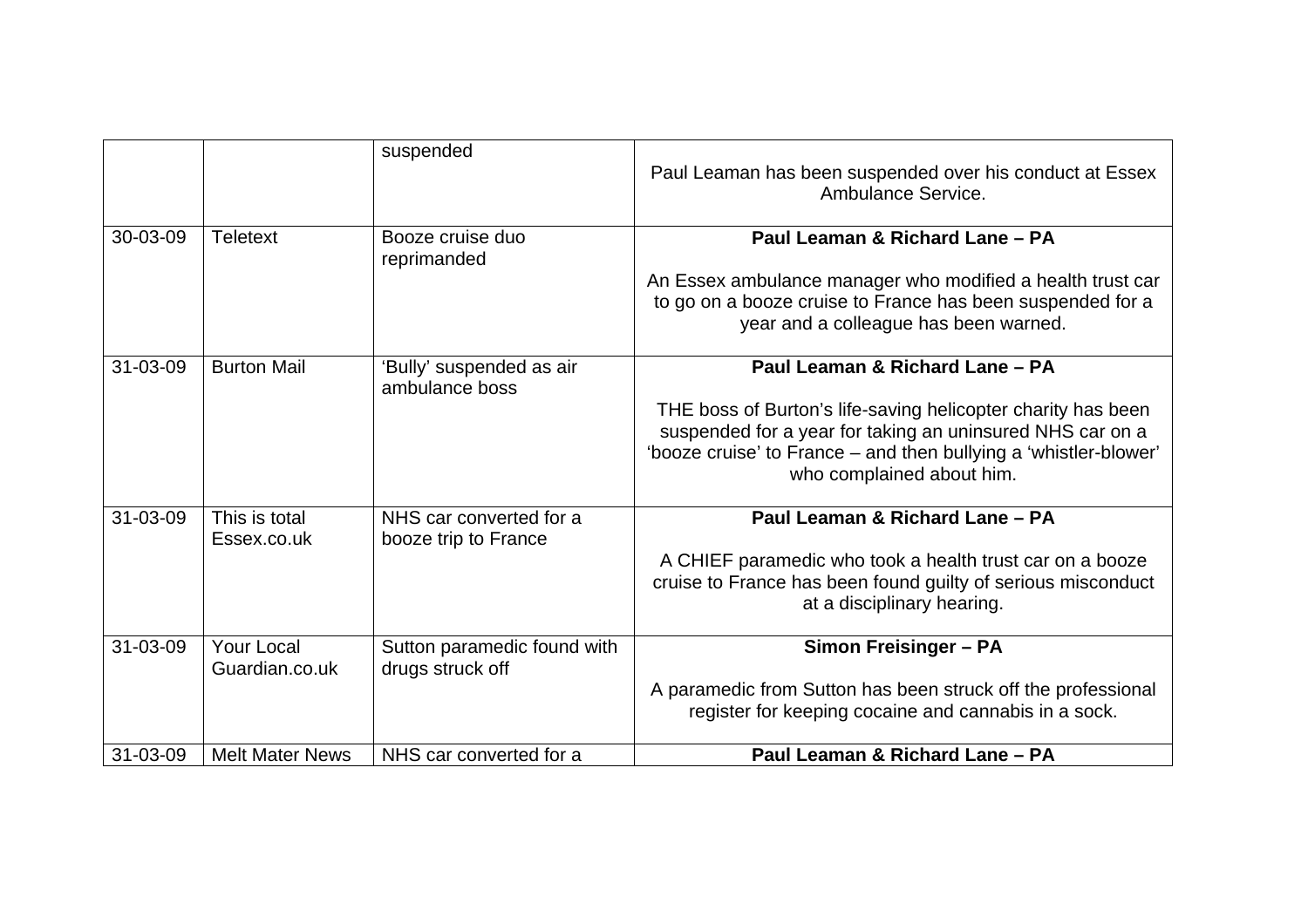| | | suspended | Paul Leaman has been suspended over his conduct at Essex Ambulance Service. |
|---|---|---|---|
| 30-03-09 | Teletext | Booze cruise duo reprimanded | **Paul Leaman & Richard Lane – PA**<br><br>An Essex ambulance manager who modified a health trust car to go on a booze cruise to France has been suspended for a year and a colleague has been warned. |
| 31-03-09 | Burton Mail | 'Bully' suspended as air ambulance boss | **Paul Leaman & Richard Lane – PA**<br><br>THE boss of Burton's life-saving helicopter charity has been suspended for a year for taking an uninsured NHS car on a 'booze cruise' to France – and then bullying a 'whistler-blower' who complained about him. |
| 31-03-09 | This is total Essex.co.uk | NHS car converted for a booze trip to France | **Paul Leaman & Richard Lane – PA**<br><br>A CHIEF paramedic who took a health trust car on a booze cruise to France has been found guilty of serious misconduct at a disciplinary hearing. |
| 31-03-09 | Your Local Guardian.co.uk | Sutton paramedic found with drugs struck off | **Simon Freisinger – PA**<br><br>A paramedic from Sutton has been struck off the professional register for keeping cocaine and cannabis in a sock. |
| 31-03-09 | Melt Mater News | NHS car converted for a | **Paul Leaman & Richard Lane – PA** |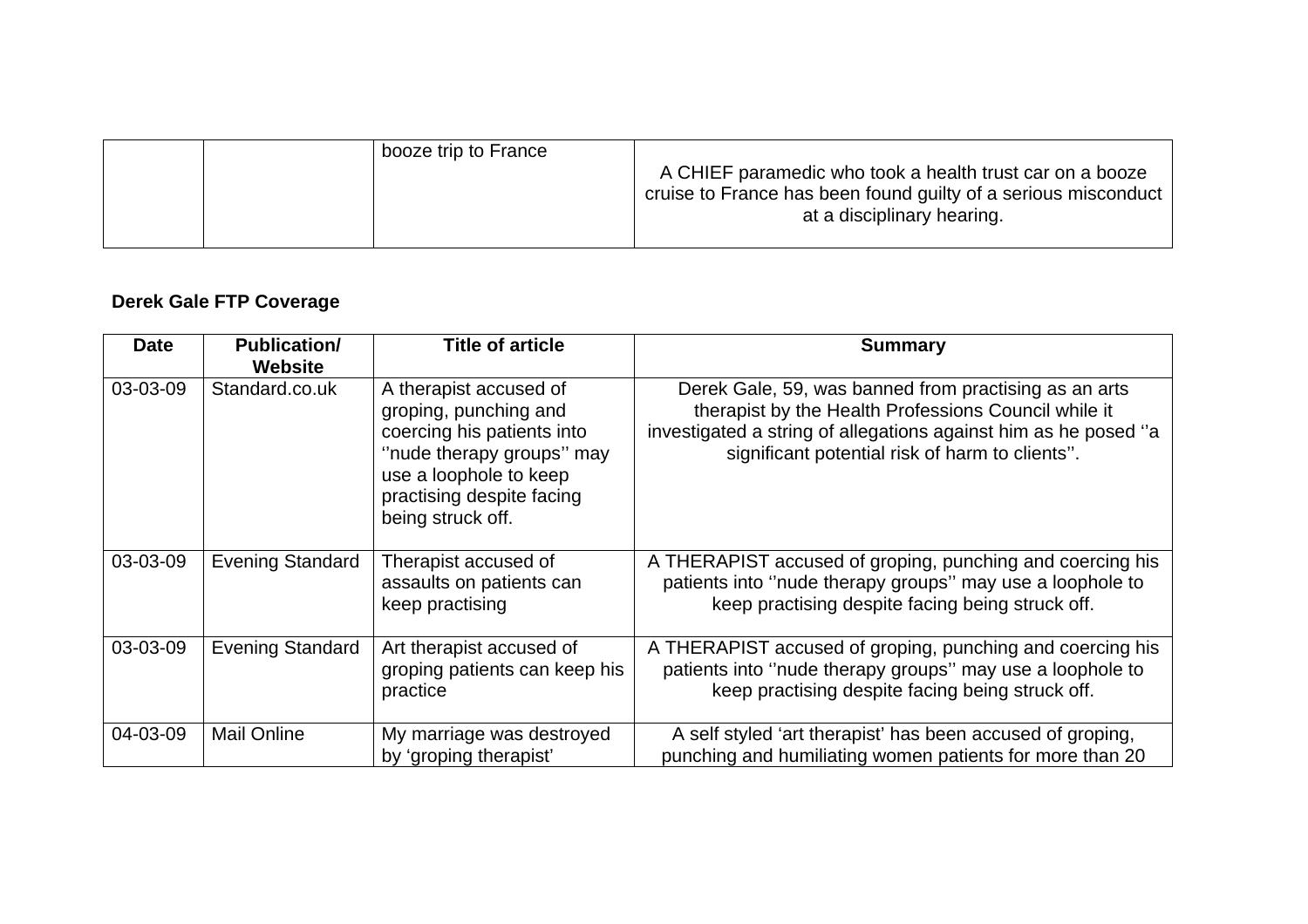| | | | |
|---|---|---|---|
| | | booze trip to France | A CHIEF paramedic who took a health trust car on a booze cruise to France has been found guilty of a serious misconduct at a disciplinary hearing. |

**Derek Gale FTP Coverage**

| Date | Publication/ Website | Title of article | Summary |
|---|---|---|---|
| 03-03-09 | Standard.co.uk | A therapist accused of groping, punching and coercing his patients into ''nude therapy groups'' may use a loophole to keep practising despite facing being struck off. | Derek Gale, 59, was banned from practising as an arts therapist by the Health Professions Council while it investigated a string of allegations against him as he posed ''a significant potential risk of harm to clients''. |
| 03-03-09 | Evening Standard | Therapist accused of assaults on patients can keep practising | A THERAPIST accused of groping, punching and coercing his patients into ''nude therapy groups'' may use a loophole to keep practising despite facing being struck off. |
| 03-03-09 | Evening Standard | Art therapist accused of groping patients can keep his practice | A THERAPIST accused of groping, punching and coercing his patients into ''nude therapy groups'' may use a loophole to keep practising despite facing being struck off. |
| 04-03-09 | Mail Online | My marriage was destroyed by 'groping therapist' | A self styled 'art therapist' has been accused of groping, punching and humiliating women patients for more than 20 |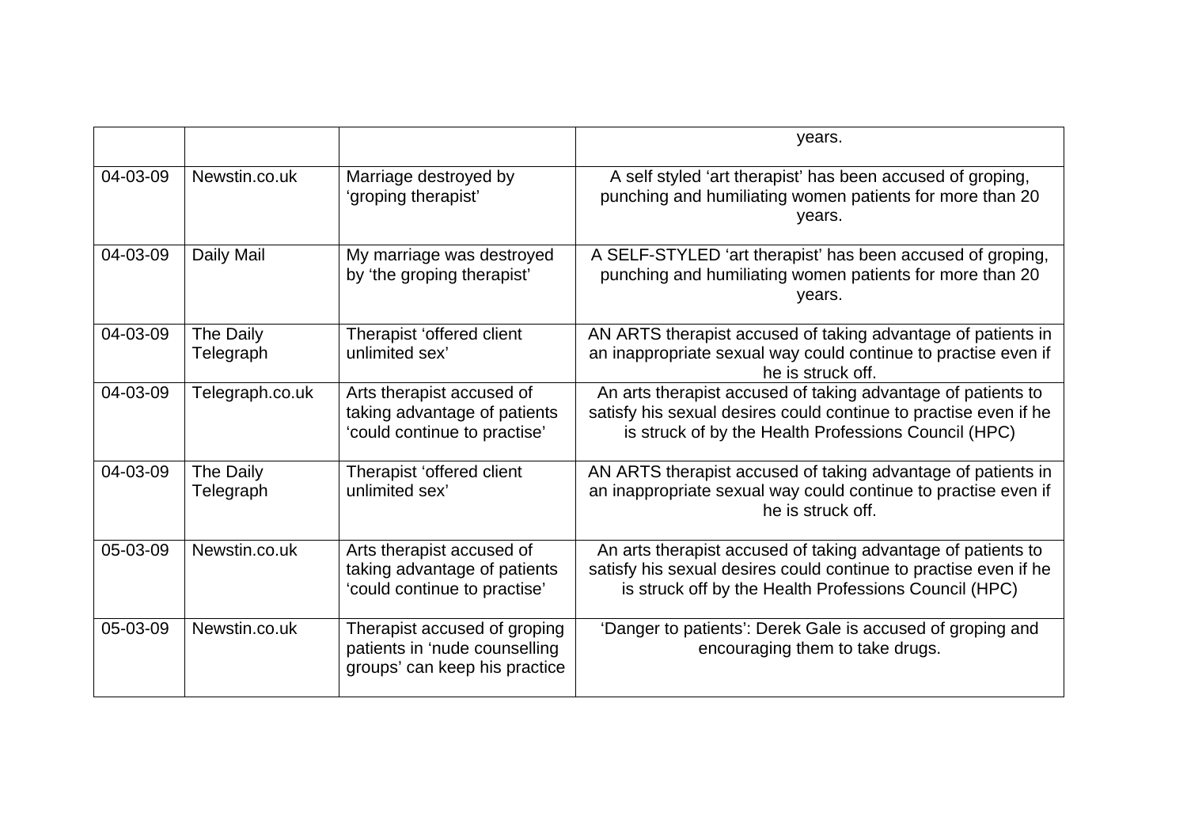| | | | years. |
|---|---|---|---|
| 04-03-09 | Newstin.co.uk | Marriage destroyed by 'groping therapist' | A self styled 'art therapist' has been accused of groping, punching and humiliating women patients for more than 20 years. |
| 04-03-09 | Daily Mail | My marriage was destroyed by 'the groping therapist' | A SELF-STYLED 'art therapist' has been accused of groping, punching and humiliating women patients for more than 20 years. |
| 04-03-09 | The Daily Telegraph | Therapist 'offered client unlimited sex' | AN ARTS therapist accused of taking advantage of patients in an inappropriate sexual way could continue to practise even if he is struck off. |
| 04-03-09 | Telegraph.co.uk | Arts therapist accused of taking advantage of patients 'could continue to practise' | An arts therapist accused of taking advantage of patients to satisfy his sexual desires could continue to practise even if he is struck of by the Health Professions Council (HPC) |
| 04-03-09 | The Daily Telegraph | Therapist 'offered client unlimited sex' | AN ARTS therapist accused of taking advantage of patients in an inappropriate sexual way could continue to practise even if he is struck off. |
| 05-03-09 | Newstin.co.uk | Arts therapist accused of taking advantage of patients 'could continue to practise' | An arts therapist accused of taking advantage of patients to satisfy his sexual desires could continue to practise even if he is struck off by the Health Professions Council (HPC) |
| 05-03-09 | Newstin.co.uk | Therapist accused of groping patients in 'nude counselling groups' can keep his practice | 'Danger to patients': Derek Gale is accused of groping and encouraging them to take drugs. |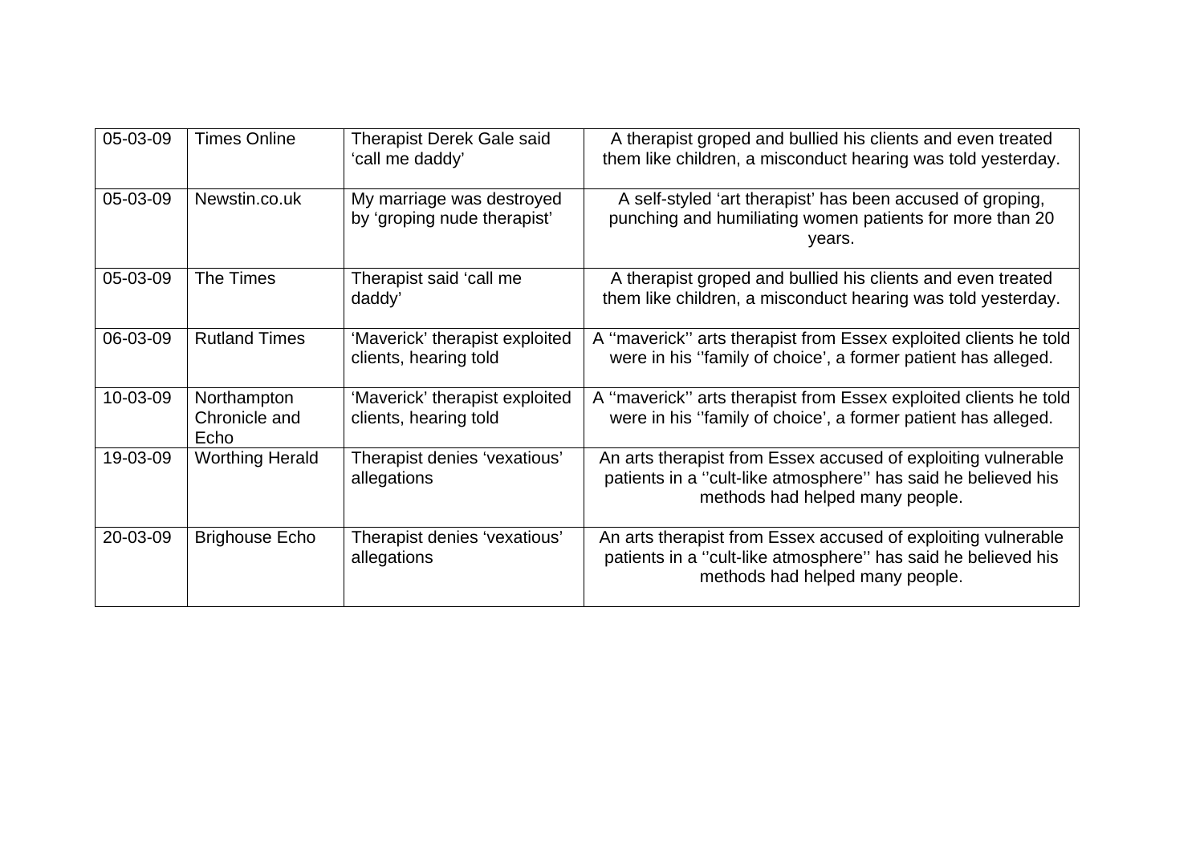| 05-03-09 | Times Online | Therapist Derek Gale said ‘call me daddy’ | A therapist groped and bullied his clients and even treated them like children, a misconduct hearing was told yesterday. |
|---|---|---|---|
| 05-03-09 | Newstin.co.uk | My marriage was destroyed by ‘groping nude therapist’ | A self-styled ‘art therapist’ has been accused of groping, punching and humiliating women patients for more than 20 years. |
| 05-03-09 | The Times | Therapist said ‘call me daddy’ | A therapist groped and bullied his clients and even treated them like children, a misconduct hearing was told yesterday. |
| 06-03-09 | Rutland Times | ‘Maverick’ therapist exploited clients, hearing told | A ‘‘maverick’’ arts therapist from Essex exploited clients he told were in his ‘‘family of choice’, a former patient has alleged. |
| 10-03-09 | Northampton Chronicle and Echo | ‘Maverick’ therapist exploited clients, hearing told | A ‘‘maverick’’ arts therapist from Essex exploited clients he told were in his ‘‘family of choice’, a former patient has alleged. |
| 19-03-09 | Worthing Herald | Therapist denies ‘vexatious’ allegations | An arts therapist from Essex accused of exploiting vulnerable patients in a ‘‘cult-like atmosphere’’ has said he believed his methods had helped many people. |
| 20-03-09 | Brighouse Echo | Therapist denies ‘vexatious’ allegations | An arts therapist from Essex accused of exploiting vulnerable patients in a ‘‘cult-like atmosphere’’ has said he believed his methods had helped many people. |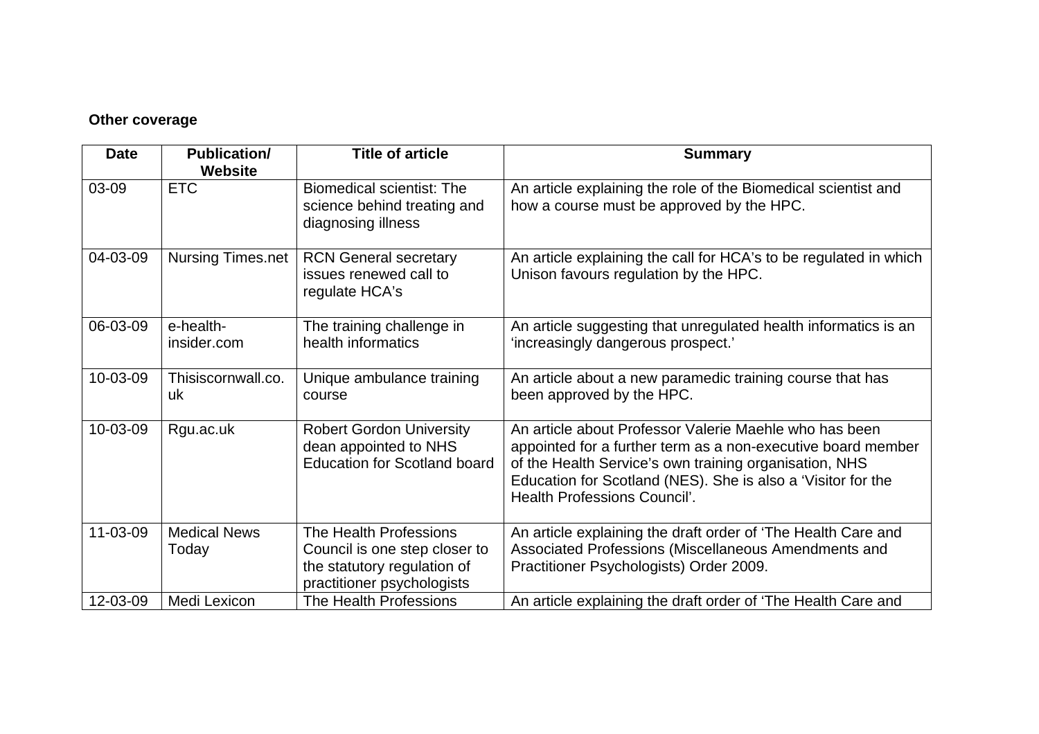**Other coverage**

| Date | Publication/ Website | Title of article | Summary |
|---|---|---|---|
| 03-09 | ETC | Biomedical scientist: The science behind treating and diagnosing illness | An article explaining the role of the Biomedical scientist and how a course must be approved by the HPC. |
| 04-03-09 | Nursing Times.net | RCN General secretary issues renewed call to regulate HCA's | An article explaining the call for HCA's to be regulated in which Unison favours regulation by the HPC. |
| 06-03-09 | e-health-insider.com | The training challenge in health informatics | An article suggesting that unregulated health informatics is an 'increasingly dangerous prospect.' |
| 10-03-09 | Thisiscornwall.co.uk | Unique ambulance training course | An article about a new paramedic training course that has been approved by the HPC. |
| 10-03-09 | Rgu.ac.uk | Robert Gordon University dean appointed to NHS Education for Scotland board | An article about Professor Valerie Maehle who has been appointed for a further term as a non-executive board member of the Health Service's own training organisation, NHS Education for Scotland (NES). She is also a 'Visitor for the Health Professions Council'. |
| 11-03-09 | Medical News Today | The Health Professions Council is one step closer to the statutory regulation of practitioner psychologists | An article explaining the draft order of 'The Health Care and Associated Professions (Miscellaneous Amendments and Practitioner Psychologists) Order 2009. |
| 12-03-09 | Medi Lexicon | The Health Professions | An article explaining the draft order of 'The Health Care and |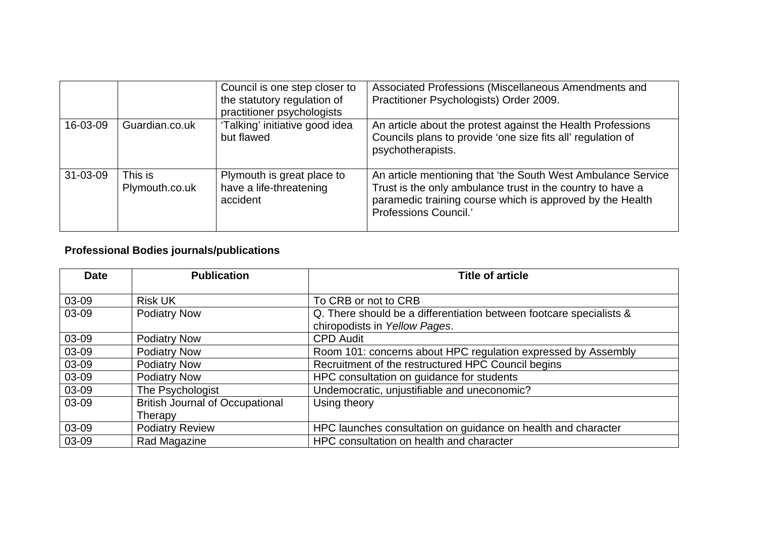| | | | |
|---|---|---|---|
| | | Council is one step closer to the statutory regulation of practitioner psychologists | Associated Professions (Miscellaneous Amendments and Practitioner Psychologists) Order 2009. |
| 16-03-09 | Guardian.co.uk | 'Talking' initiative good idea but flawed | An article about the protest against the Health Professions Councils plans to provide 'one size fits all' regulation of psychotherapists. |
| 31-03-09 | This is Plymouth.co.uk | Plymouth is great place to have a life-threatening accident | An article mentioning that 'the South West Ambulance Service Trust is the only ambulance trust in the country to have a paramedic training course which is approved by the Health Professions Council.' |

**Professional Bodies journals/publications**

| Date | Publication | Title of article |
|---|---|---|
| 03-09 | Risk UK | To CRB or not to CRB |
| 03-09 | Podiatry Now | Q. There should be a differentiation between footcare specialists & chiropodists in *Yellow Pages*. |
| 03-09 | Podiatry Now | CPD Audit |
| 03-09 | Podiatry Now | Room 101: concerns about HPC regulation expressed by Assembly |
| 03-09 | Podiatry Now | Recruitment of the restructured HPC Council begins |
| 03-09 | Podiatry Now | HPC consultation on guidance for students |
| 03-09 | The Psychologist | Undemocratic, unjustifiable and uneconomic? |
| 03-09 | British Journal of Occupational Therapy | Using theory |
| 03-09 | Podiatry Review | HPC launches consultation on guidance on health and character |
| 03-09 | Rad Magazine | HPC consultation on health and character |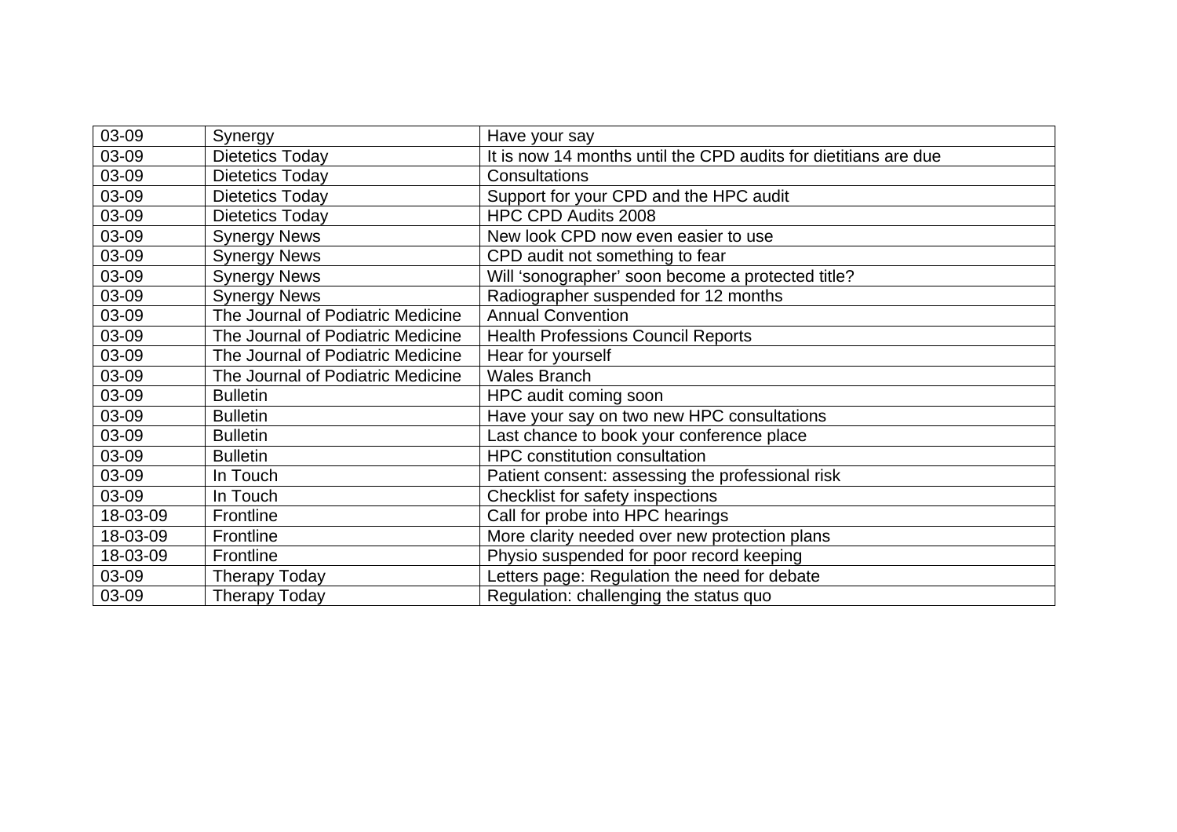| | | |
|---|---|---|
| 03-09 | Synergy | Have your say |
| 03-09 | Dietetics Today | It is now 14 months until the CPD audits for dietitians are due |
| 03-09 | Dietetics Today | Consultations |
| 03-09 | Dietetics Today | Support for your CPD and the HPC audit |
| 03-09 | Dietetics Today | HPC CPD Audits 2008 |
| 03-09 | Synergy News | New look CPD now even easier to use |
| 03-09 | Synergy News | CPD audit not something to fear |
| 03-09 | Synergy News | Will 'sonographer' soon become a protected title? |
| 03-09 | Synergy News | Radiographer suspended for 12 months |
| 03-09 | The Journal of Podiatric Medicine | Annual Convention |
| 03-09 | The Journal of Podiatric Medicine | Health Professions Council Reports |
| 03-09 | The Journal of Podiatric Medicine | Hear for yourself |
| 03-09 | The Journal of Podiatric Medicine | Wales Branch |
| 03-09 | Bulletin | HPC audit coming soon |
| 03-09 | Bulletin | Have your say on two new HPC consultations |
| 03-09 | Bulletin | Last chance to book your conference place |
| 03-09 | Bulletin | HPC constitution consultation |
| 03-09 | In Touch | Patient consent: assessing the professional risk |
| 03-09 | In Touch | Checklist for safety inspections |
| 18-03-09 | Frontline | Call for probe into HPC hearings |
| 18-03-09 | Frontline | More clarity needed over new protection plans |
| 18-03-09 | Frontline | Physio suspended for poor record keeping |
| 03-09 | Therapy Today | Letters page: Regulation the need for debate |
| 03-09 | Therapy Today | Regulation: challenging the status quo |